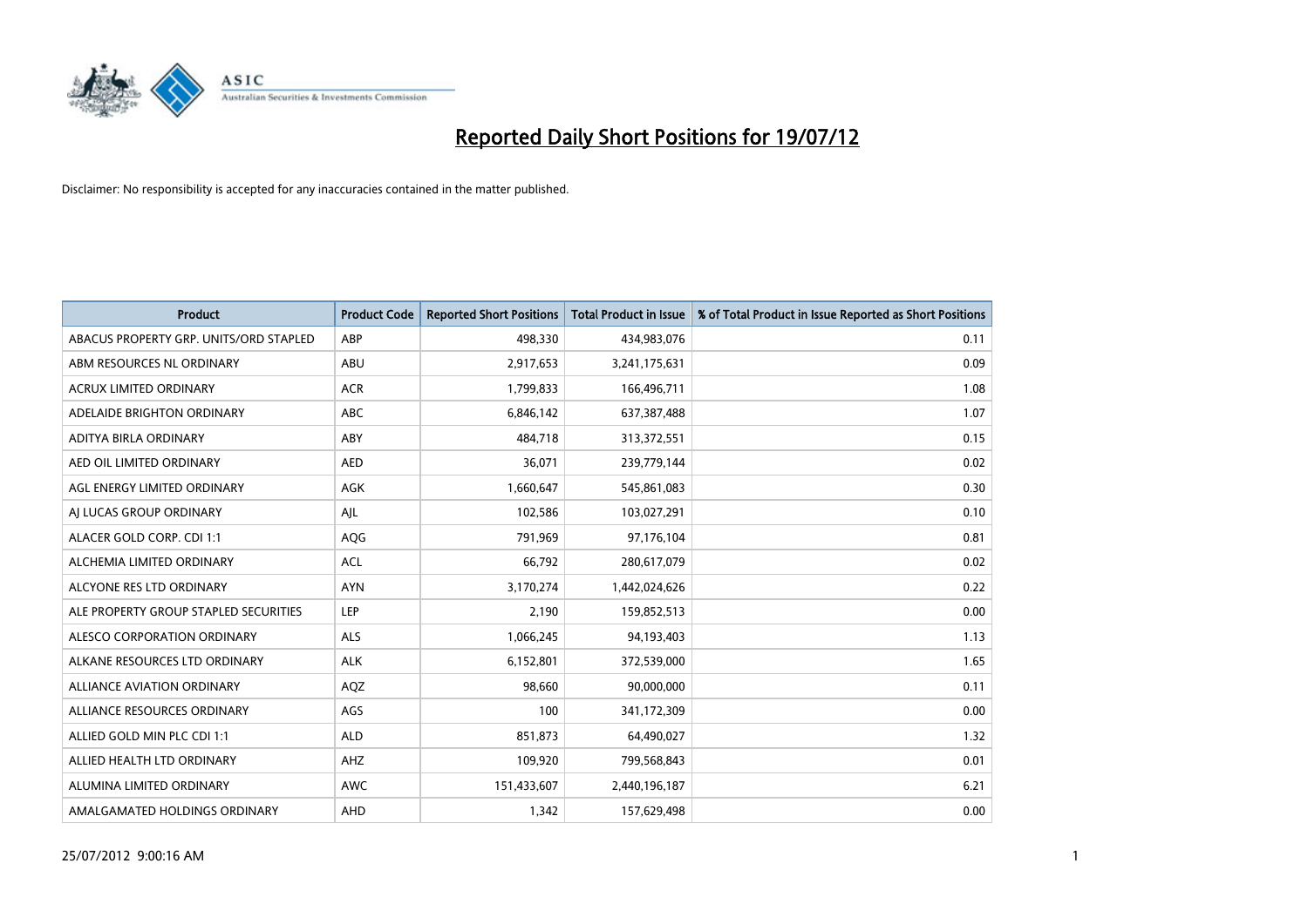# Reported Daily Short Positions for 19/07/12

Disclaimer: No responsibility is accepted for any inaccuracies contained in the matter published.

| Product | Product Code | Reported Short Positions | Total Product in Issue | % of Total Product in Issue Reported as Short Positions |
|---|---|---|---|---|
| ABACUS PROPERTY GRP. UNITS/ORD STAPLED | ABP | 498,330 | 434,983,076 | 0.11 |
| ABM RESOURCES NL ORDINARY | ABU | 2,917,653 | 3,241,175,631 | 0.09 |
| ACRUX LIMITED ORDINARY | ACR | 1,799,833 | 166,496,711 | 1.08 |
| ADELAIDE BRIGHTON ORDINARY | ABC | 6,846,142 | 637,387,488 | 1.07 |
| ADITYA BIRLA ORDINARY | ABY | 484,718 | 313,372,551 | 0.15 |
| AED OIL LIMITED ORDINARY | AED | 36,071 | 239,779,144 | 0.02 |
| AGL ENERGY LIMITED ORDINARY | AGK | 1,660,647 | 545,861,083 | 0.30 |
| AJ LUCAS GROUP ORDINARY | AJL | 102,586 | 103,027,291 | 0.10 |
| ALACER GOLD CORP. CDI 1:1 | AQG | 791,969 | 97,176,104 | 0.81 |
| ALCHEMIA LIMITED ORDINARY | ACL | 66,792 | 280,617,079 | 0.02 |
| ALCYONE RES LTD ORDINARY | AYN | 3,170,274 | 1,442,024,626 | 0.22 |
| ALE PROPERTY GROUP STAPLED SECURITIES | LEP | 2,190 | 159,852,513 | 0.00 |
| ALESCO CORPORATION ORDINARY | ALS | 1,066,245 | 94,193,403 | 1.13 |
| ALKANE RESOURCES LTD ORDINARY | ALK | 6,152,801 | 372,539,000 | 1.65 |
| ALLIANCE AVIATION ORDINARY | AQZ | 98,660 | 90,000,000 | 0.11 |
| ALLIANCE RESOURCES ORDINARY | AGS | 100 | 341,172,309 | 0.00 |
| ALLIED GOLD MIN PLC CDI 1:1 | ALD | 851,873 | 64,490,027 | 1.32 |
| ALLIED HEALTH LTD ORDINARY | AHZ | 109,920 | 799,568,843 | 0.01 |
| ALUMINA LIMITED ORDINARY | AWC | 151,433,607 | 2,440,196,187 | 6.21 |
| AMALGAMATED HOLDINGS ORDINARY | AHD | 1,342 | 157,629,498 | 0.00 |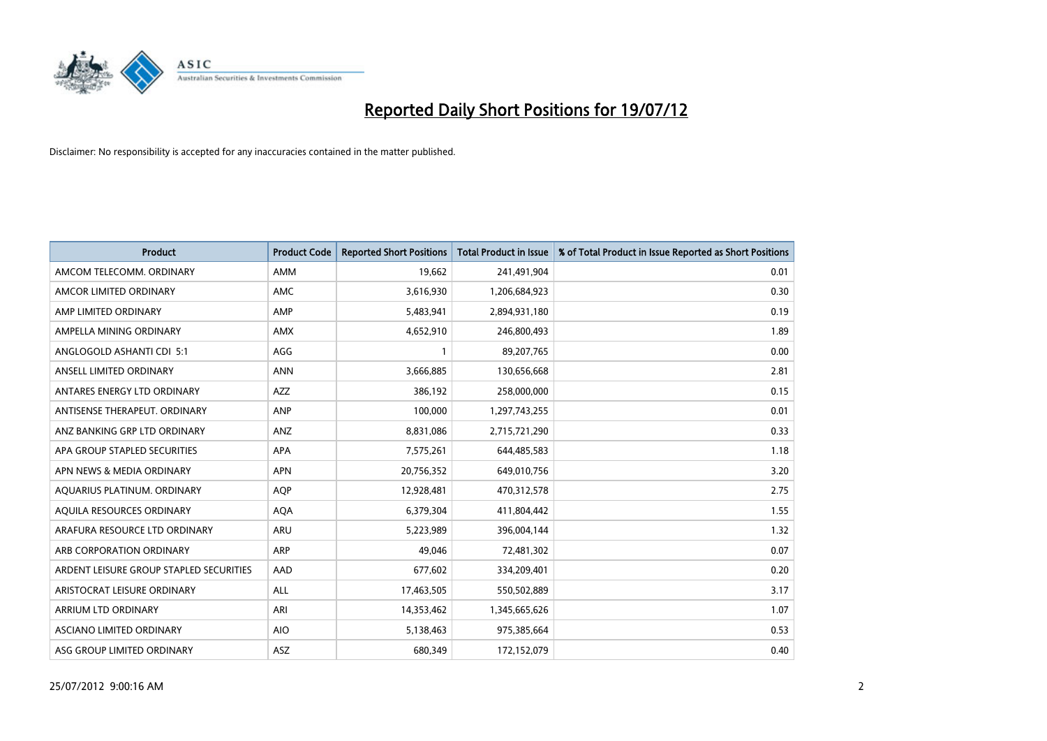# Reported Daily Short Positions for 19/07/12

Disclaimer: No responsibility is accepted for any inaccuracies contained in the matter published.

| Product | Product Code | Reported Short Positions | Total Product in Issue | % of Total Product in Issue Reported as Short Positions |
|---|---|---|---|---|
| AMCOM TELECOMM. ORDINARY | AMM | 19,662 | 241,491,904 | 0.01 |
| AMCOR LIMITED ORDINARY | AMC | 3,616,930 | 1,206,684,923 | 0.30 |
| AMP LIMITED ORDINARY | AMP | 5,483,941 | 2,894,931,180 | 0.19 |
| AMPELLA MINING ORDINARY | AMX | 4,652,910 | 246,800,493 | 1.89 |
| ANGLOGOLD ASHANTI CDI 5:1 | AGG | 1 | 89,207,765 | 0.00 |
| ANSELL LIMITED ORDINARY | ANN | 3,666,885 | 130,656,668 | 2.81 |
| ANTARES ENERGY LTD ORDINARY | AZZ | 386,192 | 258,000,000 | 0.15 |
| ANTISENSE THERAPEUT. ORDINARY | ANP | 100,000 | 1,297,743,255 | 0.01 |
| ANZ BANKING GRP LTD ORDINARY | ANZ | 8,831,086 | 2,715,721,290 | 0.33 |
| APA GROUP STAPLED SECURITIES | APA | 7,575,261 | 644,485,583 | 1.18 |
| APN NEWS & MEDIA ORDINARY | APN | 20,756,352 | 649,010,756 | 3.20 |
| AQUARIUS PLATINUM. ORDINARY | AQP | 12,928,481 | 470,312,578 | 2.75 |
| AQUILA RESOURCES ORDINARY | AQA | 6,379,304 | 411,804,442 | 1.55 |
| ARAFURA RESOURCE LTD ORDINARY | ARU | 5,223,989 | 396,004,144 | 1.32 |
| ARB CORPORATION ORDINARY | ARP | 49,046 | 72,481,302 | 0.07 |
| ARDENT LEISURE GROUP STAPLED SECURITIES | AAD | 677,602 | 334,209,401 | 0.20 |
| ARISTOCRAT LEISURE ORDINARY | ALL | 17,463,505 | 550,502,889 | 3.17 |
| ARRIUM LTD ORDINARY | ARI | 14,353,462 | 1,345,665,626 | 1.07 |
| ASCIANO LIMITED ORDINARY | AIO | 5,138,463 | 975,385,664 | 0.53 |
| ASG GROUP LIMITED ORDINARY | ASZ | 680,349 | 172,152,079 | 0.40 |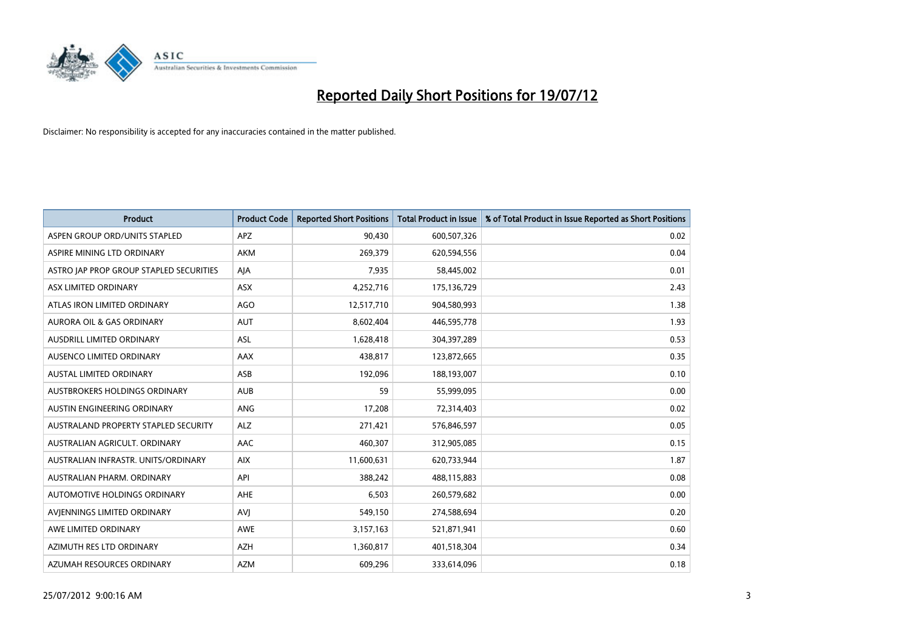# Reported Daily Short Positions for 19/07/12

Disclaimer: No responsibility is accepted for any inaccuracies contained in the matter published.

| Product | Product Code | Reported Short Positions | Total Product in Issue | % of Total Product in Issue Reported as Short Positions |
|---|---|---|---|---|
| ASPEN GROUP ORD/UNITS STAPLED | APZ | 90,430 | 600,507,326 | 0.02 |
| ASPIRE MINING LTD ORDINARY | AKM | 269,379 | 620,594,556 | 0.04 |
| ASTRO JAP PROP GROUP STAPLED SECURITIES | AJA | 7,935 | 58,445,002 | 0.01 |
| ASX LIMITED ORDINARY | ASX | 4,252,716 | 175,136,729 | 2.43 |
| ATLAS IRON LIMITED ORDINARY | AGO | 12,517,710 | 904,580,993 | 1.38 |
| AURORA OIL & GAS ORDINARY | AUT | 8,602,404 | 446,595,778 | 1.93 |
| AUSDRILL LIMITED ORDINARY | ASL | 1,628,418 | 304,397,289 | 0.53 |
| AUSENCO LIMITED ORDINARY | AAX | 438,817 | 123,872,665 | 0.35 |
| AUSTAL LIMITED ORDINARY | ASB | 192,096 | 188,193,007 | 0.10 |
| AUSTBROKERS HOLDINGS ORDINARY | AUB | 59 | 55,999,095 | 0.00 |
| AUSTIN ENGINEERING ORDINARY | ANG | 17,208 | 72,314,403 | 0.02 |
| AUSTRALAND PROPERTY STAPLED SECURITY | ALZ | 271,421 | 576,846,597 | 0.05 |
| AUSTRALIAN AGRICULT. ORDINARY | AAC | 460,307 | 312,905,085 | 0.15 |
| AUSTRALIAN INFRASTR. UNITS/ORDINARY | AIX | 11,600,631 | 620,733,944 | 1.87 |
| AUSTRALIAN PHARM. ORDINARY | API | 388,242 | 488,115,883 | 0.08 |
| AUTOMOTIVE HOLDINGS ORDINARY | AHE | 6,503 | 260,579,682 | 0.00 |
| AVJENNINGS LIMITED ORDINARY | AVJ | 549,150 | 274,588,694 | 0.20 |
| AWE LIMITED ORDINARY | AWE | 3,157,163 | 521,871,941 | 0.60 |
| AZIMUTH RES LTD ORDINARY | AZH | 1,360,817 | 401,518,304 | 0.34 |
| AZUMAH RESOURCES ORDINARY | AZM | 609,296 | 333,614,096 | 0.18 |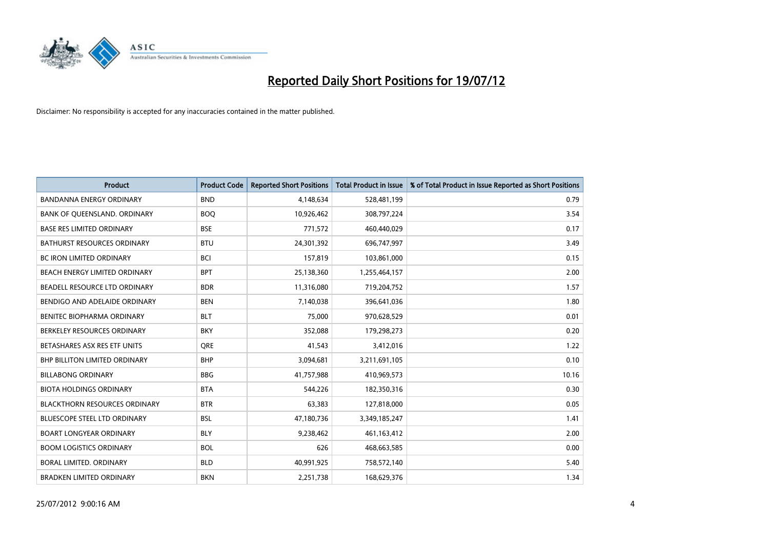# Reported Daily Short Positions for 19/07/12

Disclaimer: No responsibility is accepted for any inaccuracies contained in the matter published.

| Product | Product Code | Reported Short Positions | Total Product in Issue | % of Total Product in Issue Reported as Short Positions |
|---|---|---|---|---|
| BANDANNA ENERGY ORDINARY | BND | 4,148,634 | 528,481,199 | 0.79 |
| BANK OF QUEENSLAND. ORDINARY | BOQ | 10,926,462 | 308,797,224 | 3.54 |
| BASE RES LIMITED ORDINARY | BSE | 771,572 | 460,440,029 | 0.17 |
| BATHURST RESOURCES ORDINARY | BTU | 24,301,392 | 696,747,997 | 3.49 |
| BC IRON LIMITED ORDINARY | BCI | 157,819 | 103,861,000 | 0.15 |
| BEACH ENERGY LIMITED ORDINARY | BPT | 25,138,360 | 1,255,464,157 | 2.00 |
| BEADELL RESOURCE LTD ORDINARY | BDR | 11,316,080 | 719,204,752 | 1.57 |
| BENDIGO AND ADELAIDE ORDINARY | BEN | 7,140,038 | 396,641,036 | 1.80 |
| BENITEC BIOPHARMA ORDINARY | BLT | 75,000 | 970,628,529 | 0.01 |
| BERKELEY RESOURCES ORDINARY | BKY | 352,088 | 179,298,273 | 0.20 |
| BETASHARES ASX RES ETF UNITS | QRE | 41,543 | 3,412,016 | 1.22 |
| BHP BILLITON LIMITED ORDINARY | BHP | 3,094,681 | 3,211,691,105 | 0.10 |
| BILLABONG ORDINARY | BBG | 41,757,988 | 410,969,573 | 10.16 |
| BIOTA HOLDINGS ORDINARY | BTA | 544,226 | 182,350,316 | 0.30 |
| BLACKTHORN RESOURCES ORDINARY | BTR | 63,383 | 127,818,000 | 0.05 |
| BLUESCOPE STEEL LTD ORDINARY | BSL | 47,180,736 | 3,349,185,247 | 1.41 |
| BOART LONGYEAR ORDINARY | BLY | 9,238,462 | 461,163,412 | 2.00 |
| BOOM LOGISTICS ORDINARY | BOL | 626 | 468,663,585 | 0.00 |
| BORAL LIMITED. ORDINARY | BLD | 40,991,925 | 758,572,140 | 5.40 |
| BRADKEN LIMITED ORDINARY | BKN | 2,251,738 | 168,629,376 | 1.34 |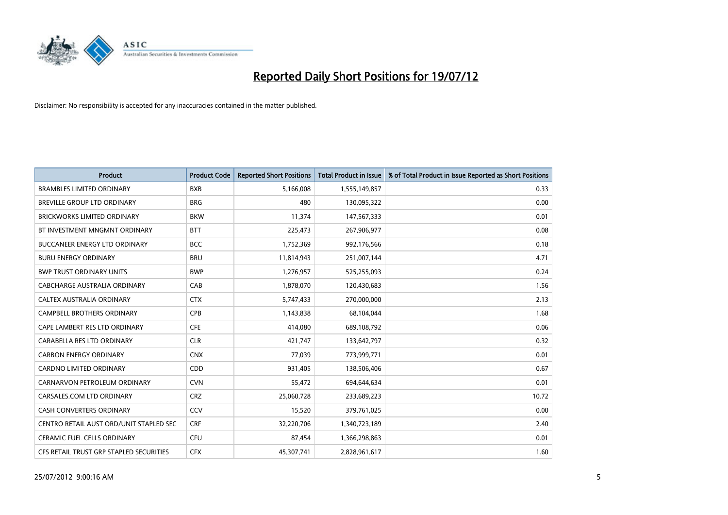# Reported Daily Short Positions for 19/07/12

Disclaimer: No responsibility is accepted for any inaccuracies contained in the matter published.

| Product | Product Code | Reported Short Positions | Total Product in Issue | % of Total Product in Issue Reported as Short Positions |
| --- | --- | --- | --- | --- |
| BRAMBLES LIMITED ORDINARY | BXB | 5,166,008 | 1,555,149,857 | 0.33 |
| BREVILLE GROUP LTD ORDINARY | BRG | 480 | 130,095,322 | 0.00 |
| BRICKWORKS LIMITED ORDINARY | BKW | 11,374 | 147,567,333 | 0.01 |
| BT INVESTMENT MNGMNT ORDINARY | BTT | 225,473 | 267,906,977 | 0.08 |
| BUCCANEER ENERGY LTD ORDINARY | BCC | 1,752,369 | 992,176,566 | 0.18 |
| BURU ENERGY ORDINARY | BRU | 11,814,943 | 251,007,144 | 4.71 |
| BWP TRUST ORDINARY UNITS | BWP | 1,276,957 | 525,255,093 | 0.24 |
| CABCHARGE AUSTRALIA ORDINARY | CAB | 1,878,070 | 120,430,683 | 1.56 |
| CALTEX AUSTRALIA ORDINARY | CTX | 5,747,433 | 270,000,000 | 2.13 |
| CAMPBELL BROTHERS ORDINARY | CPB | 1,143,838 | 68,104,044 | 1.68 |
| CAPE LAMBERT RES LTD ORDINARY | CFE | 414,080 | 689,108,792 | 0.06 |
| CARABELLA RES LTD ORDINARY | CLR | 421,747 | 133,642,797 | 0.32 |
| CARBON ENERGY ORDINARY | CNX | 77,039 | 773,999,771 | 0.01 |
| CARDNO LIMITED ORDINARY | CDD | 931,405 | 138,506,406 | 0.67 |
| CARNARVON PETROLEUM ORDINARY | CVN | 55,472 | 694,644,634 | 0.01 |
| CARSALES.COM LTD ORDINARY | CRZ | 25,060,728 | 233,689,223 | 10.72 |
| CASH CONVERTERS ORDINARY | CCV | 15,520 | 379,761,025 | 0.00 |
| CENTRO RETAIL AUST ORD/UNIT STAPLED SEC | CRF | 32,220,706 | 1,340,723,189 | 2.40 |
| CERAMIC FUEL CELLS ORDINARY | CFU | 87,454 | 1,366,298,863 | 0.01 |
| CFS RETAIL TRUST GRP STAPLED SECURITIES | CFX | 45,307,741 | 2,828,961,617 | 1.60 |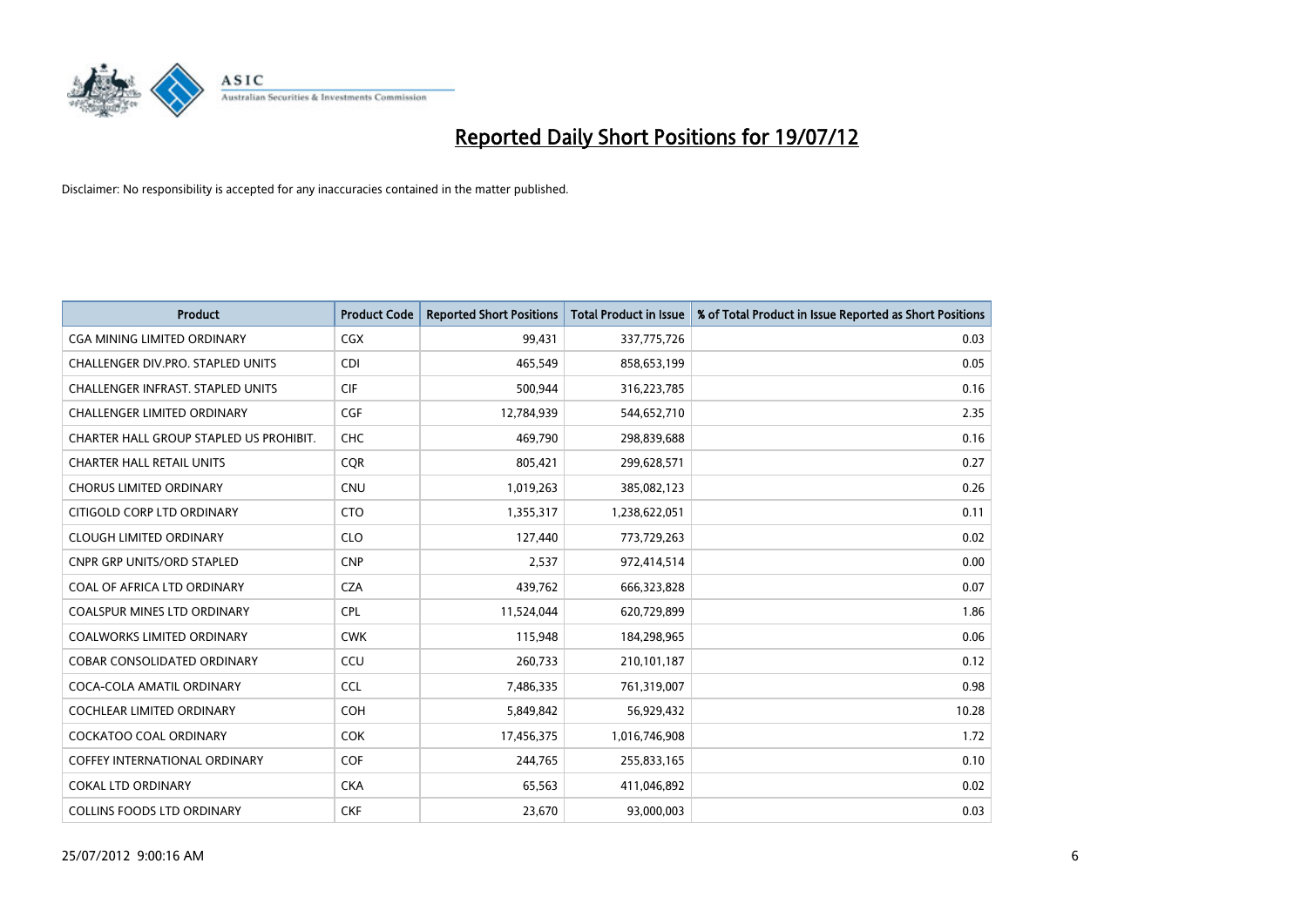# Reported Daily Short Positions for 19/07/12

Disclaimer: No responsibility is accepted for any inaccuracies contained in the matter published.

| Product | Product Code | Reported Short Positions | Total Product in Issue | % of Total Product in Issue Reported as Short Positions |
|---|---|---|---|---|
| CGA MINING LIMITED ORDINARY | CGX | 99,431 | 337,775,726 | 0.03 |
| CHALLENGER DIV.PRO. STAPLED UNITS | CDI | 465,549 | 858,653,199 | 0.05 |
| CHALLENGER INFRAST. STAPLED UNITS | CIF | 500,944 | 316,223,785 | 0.16 |
| CHALLENGER LIMITED ORDINARY | CGF | 12,784,939 | 544,652,710 | 2.35 |
| CHARTER HALL GROUP STAPLED US PROHIBIT. | CHC | 469,790 | 298,839,688 | 0.16 |
| CHARTER HALL RETAIL UNITS | CQR | 805,421 | 299,628,571 | 0.27 |
| CHORUS LIMITED ORDINARY | CNU | 1,019,263 | 385,082,123 | 0.26 |
| CITIGOLD CORP LTD ORDINARY | CTO | 1,355,317 | 1,238,622,051 | 0.11 |
| CLOUGH LIMITED ORDINARY | CLO | 127,440 | 773,729,263 | 0.02 |
| CNPR GRP UNITS/ORD STAPLED | CNP | 2,537 | 972,414,514 | 0.00 |
| COAL OF AFRICA LTD ORDINARY | CZA | 439,762 | 666,323,828 | 0.07 |
| COALSPUR MINES LTD ORDINARY | CPL | 11,524,044 | 620,729,899 | 1.86 |
| COALWORKS LIMITED ORDINARY | CWK | 115,948 | 184,298,965 | 0.06 |
| COBAR CONSOLIDATED ORDINARY | CCU | 260,733 | 210,101,187 | 0.12 |
| COCA-COLA AMATIL ORDINARY | CCL | 7,486,335 | 761,319,007 | 0.98 |
| COCHLEAR LIMITED ORDINARY | COH | 5,849,842 | 56,929,432 | 10.28 |
| COCKATOO COAL ORDINARY | COK | 17,456,375 | 1,016,746,908 | 1.72 |
| COFFEY INTERNATIONAL ORDINARY | COF | 244,765 | 255,833,165 | 0.10 |
| COKAL LTD ORDINARY | CKA | 65,563 | 411,046,892 | 0.02 |
| COLLINS FOODS LTD ORDINARY | CKF | 23,670 | 93,000,003 | 0.03 |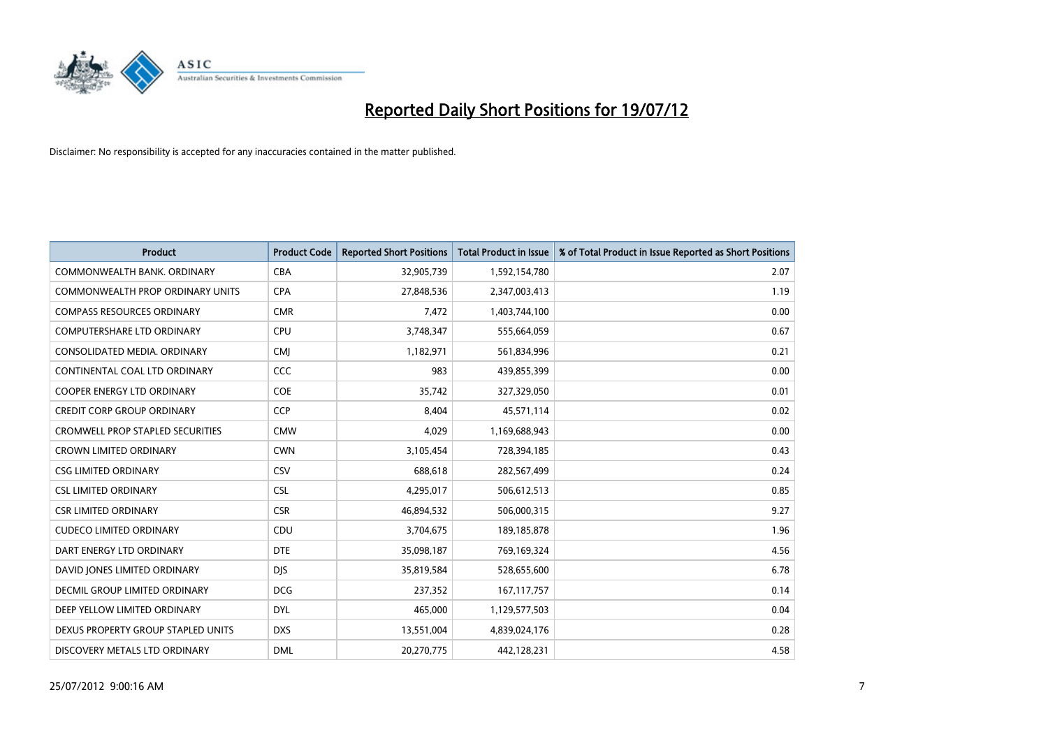# Reported Daily Short Positions for 19/07/12

Disclaimer: No responsibility is accepted for any inaccuracies contained in the matter published.

| Product | Product Code | Reported Short Positions | Total Product in Issue | % of Total Product in Issue Reported as Short Positions |
|---|---|---|---|---|
| COMMONWEALTH BANK. ORDINARY | CBA | 32,905,739 | 1,592,154,780 | 2.07 |
| COMMONWEALTH PROP ORDINARY UNITS | CPA | 27,848,536 | 2,347,003,413 | 1.19 |
| COMPASS RESOURCES ORDINARY | CMR | 7,472 | 1,403,744,100 | 0.00 |
| COMPUTERSHARE LTD ORDINARY | CPU | 3,748,347 | 555,664,059 | 0.67 |
| CONSOLIDATED MEDIA. ORDINARY | CMJ | 1,182,971 | 561,834,996 | 0.21 |
| CONTINENTAL COAL LTD ORDINARY | CCC | 983 | 439,855,399 | 0.00 |
| COOPER ENERGY LTD ORDINARY | COE | 35,742 | 327,329,050 | 0.01 |
| CREDIT CORP GROUP ORDINARY | CCP | 8,404 | 45,571,114 | 0.02 |
| CROMWELL PROP STAPLED SECURITIES | CMW | 4,029 | 1,169,688,943 | 0.00 |
| CROWN LIMITED ORDINARY | CWN | 3,105,454 | 728,394,185 | 0.43 |
| CSG LIMITED ORDINARY | CSV | 688,618 | 282,567,499 | 0.24 |
| CSL LIMITED ORDINARY | CSL | 4,295,017 | 506,612,513 | 0.85 |
| CSR LIMITED ORDINARY | CSR | 46,894,532 | 506,000,315 | 9.27 |
| CUDECO LIMITED ORDINARY | CDU | 3,704,675 | 189,185,878 | 1.96 |
| DART ENERGY LTD ORDINARY | DTE | 35,098,187 | 769,169,324 | 4.56 |
| DAVID JONES LIMITED ORDINARY | DJS | 35,819,584 | 528,655,600 | 6.78 |
| DECMIL GROUP LIMITED ORDINARY | DCG | 237,352 | 167,117,757 | 0.14 |
| DEEP YELLOW LIMITED ORDINARY | DYL | 465,000 | 1,129,577,503 | 0.04 |
| DEXUS PROPERTY GROUP STAPLED UNITS | DXS | 13,551,004 | 4,839,024,176 | 0.28 |
| DISCOVERY METALS LTD ORDINARY | DML | 20,270,775 | 442,128,231 | 4.58 |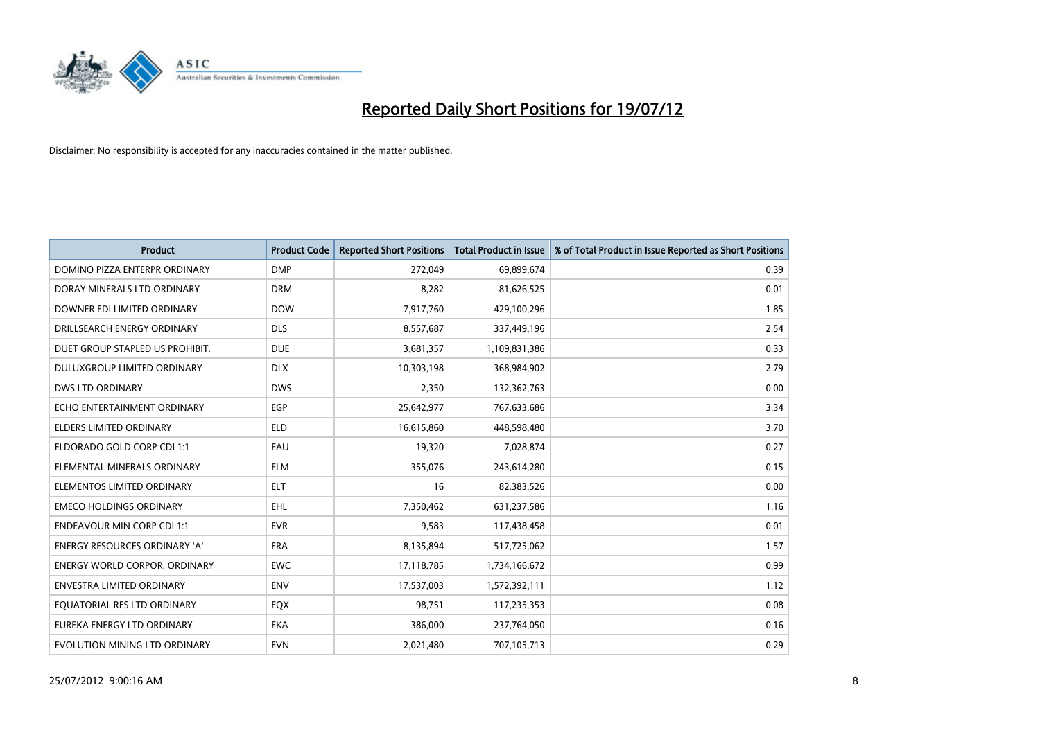# Reported Daily Short Positions for 19/07/12

Disclaimer: No responsibility is accepted for any inaccuracies contained in the matter published.

| Product | Product Code | Reported Short Positions | Total Product in Issue | % of Total Product in Issue Reported as Short Positions |
|---|---|---|---|---|
| DOMINO PIZZA ENTERPR ORDINARY | DMP | 272,049 | 69,899,674 | 0.39 |
| DORAY MINERALS LTD ORDINARY | DRM | 8,282 | 81,626,525 | 0.01 |
| DOWNER EDI LIMITED ORDINARY | DOW | 7,917,760 | 429,100,296 | 1.85 |
| DRILLSEARCH ENERGY ORDINARY | DLS | 8,557,687 | 337,449,196 | 2.54 |
| DUET GROUP STAPLED US PROHIBIT. | DUE | 3,681,357 | 1,109,831,386 | 0.33 |
| DULUXGROUP LIMITED ORDINARY | DLX | 10,303,198 | 368,984,902 | 2.79 |
| DWS LTD ORDINARY | DWS | 2,350 | 132,362,763 | 0.00 |
| ECHO ENTERTAINMENT ORDINARY | EGP | 25,642,977 | 767,633,686 | 3.34 |
| ELDERS LIMITED ORDINARY | ELD | 16,615,860 | 448,598,480 | 3.70 |
| ELDORADO GOLD CORP CDI 1:1 | EAU | 19,320 | 7,028,874 | 0.27 |
| ELEMENTAL MINERALS ORDINARY | ELM | 355,076 | 243,614,280 | 0.15 |
| ELEMENTOS LIMITED ORDINARY | ELT | 16 | 82,383,526 | 0.00 |
| EMECO HOLDINGS ORDINARY | EHL | 7,350,462 | 631,237,586 | 1.16 |
| ENDEAVOUR MIN CORP CDI 1:1 | EVR | 9,583 | 117,438,458 | 0.01 |
| ENERGY RESOURCES ORDINARY 'A' | ERA | 8,135,894 | 517,725,062 | 1.57 |
| ENERGY WORLD CORPOR. ORDINARY | EWC | 17,118,785 | 1,734,166,672 | 0.99 |
| ENVESTRA LIMITED ORDINARY | ENV | 17,537,003 | 1,572,392,111 | 1.12 |
| EQUATORIAL RES LTD ORDINARY | EQX | 98,751 | 117,235,353 | 0.08 |
| EUREKA ENERGY LTD ORDINARY | EKA | 386,000 | 237,764,050 | 0.16 |
| EVOLUTION MINING LTD ORDINARY | EVN | 2,021,480 | 707,105,713 | 0.29 |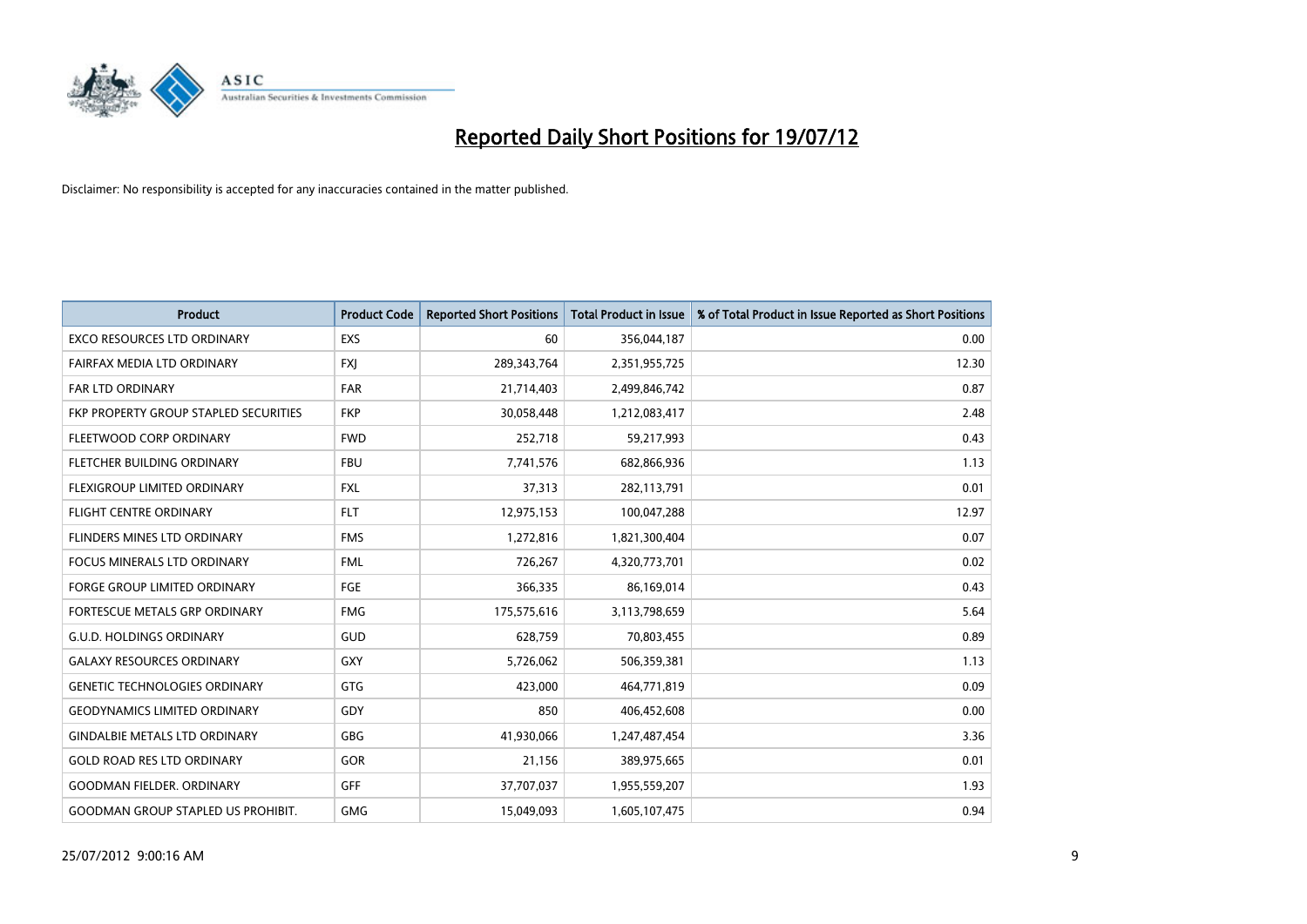# Reported Daily Short Positions for 19/07/12

Disclaimer: No responsibility is accepted for any inaccuracies contained in the matter published.

| Product | Product Code | Reported Short Positions | Total Product in Issue | % of Total Product in Issue Reported as Short Positions |
|---|---|---|---|---|
| EXCO RESOURCES LTD ORDINARY | EXS | 60 | 356,044,187 | 0.00 |
| FAIRFAX MEDIA LTD ORDINARY | FXJ | 289,343,764 | 2,351,955,725 | 12.30 |
| FAR LTD ORDINARY | FAR | 21,714,403 | 2,499,846,742 | 0.87 |
| FKP PROPERTY GROUP STAPLED SECURITIES | FKP | 30,058,448 | 1,212,083,417 | 2.48 |
| FLEETWOOD CORP ORDINARY | FWD | 252,718 | 59,217,993 | 0.43 |
| FLETCHER BUILDING ORDINARY | FBU | 7,741,576 | 682,866,936 | 1.13 |
| FLEXIGROUP LIMITED ORDINARY | FXL | 37,313 | 282,113,791 | 0.01 |
| FLIGHT CENTRE ORDINARY | FLT | 12,975,153 | 100,047,288 | 12.97 |
| FLINDERS MINES LTD ORDINARY | FMS | 1,272,816 | 1,821,300,404 | 0.07 |
| FOCUS MINERALS LTD ORDINARY | FML | 726,267 | 4,320,773,701 | 0.02 |
| FORGE GROUP LIMITED ORDINARY | FGE | 366,335 | 86,169,014 | 0.43 |
| FORTESCUE METALS GRP ORDINARY | FMG | 175,575,616 | 3,113,798,659 | 5.64 |
| G.U.D. HOLDINGS ORDINARY | GUD | 628,759 | 70,803,455 | 0.89 |
| GALAXY RESOURCES ORDINARY | GXY | 5,726,062 | 506,359,381 | 1.13 |
| GENETIC TECHNOLOGIES ORDINARY | GTG | 423,000 | 464,771,819 | 0.09 |
| GEODYNAMICS LIMITED ORDINARY | GDY | 850 | 406,452,608 | 0.00 |
| GINDALBIE METALS LTD ORDINARY | GBG | 41,930,066 | 1,247,487,454 | 3.36 |
| GOLD ROAD RES LTD ORDINARY | GOR | 21,156 | 389,975,665 | 0.01 |
| GOODMAN FIELDER. ORDINARY | GFF | 37,707,037 | 1,955,559,207 | 1.93 |
| GOODMAN GROUP STAPLED US PROHIBIT. | GMG | 15,049,093 | 1,605,107,475 | 0.94 |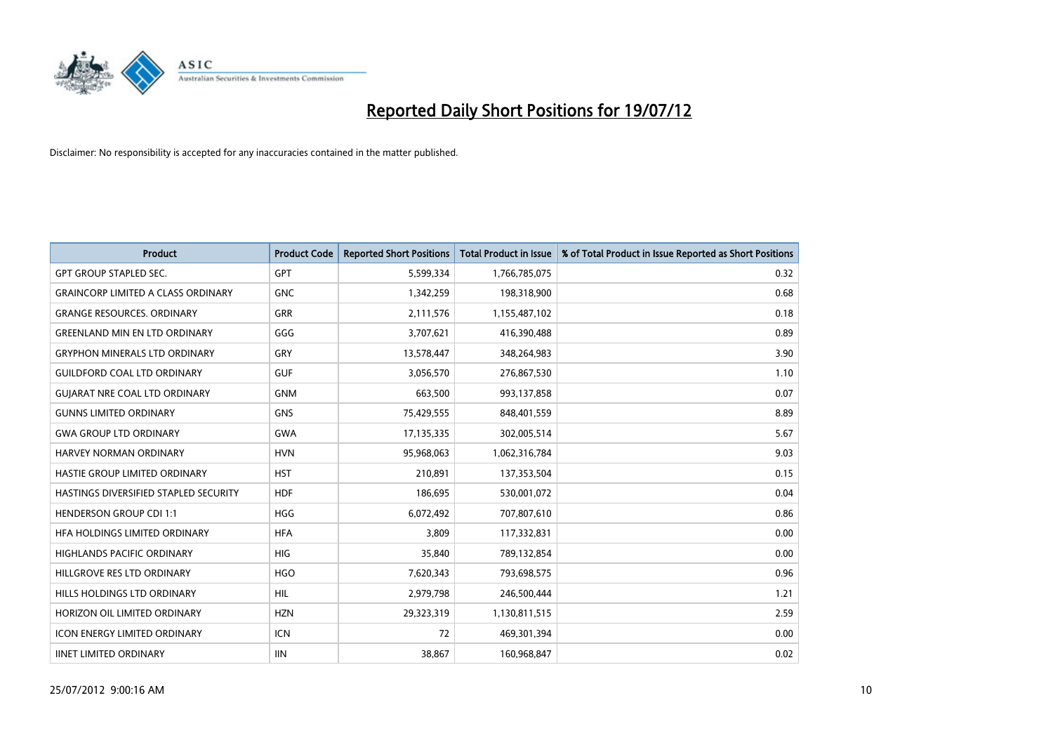# Reported Daily Short Positions for 19/07/12

Disclaimer: No responsibility is accepted for any inaccuracies contained in the matter published.

| Product | Product Code | Reported Short Positions | Total Product in Issue | % of Total Product in Issue Reported as Short Positions |
|---|---|---|---|---|
| GPT GROUP STAPLED SEC. | GPT | 5,599,334 | 1,766,785,075 | 0.32 |
| GRAINCORP LIMITED A CLASS ORDINARY | GNC | 1,342,259 | 198,318,900 | 0.68 |
| GRANGE RESOURCES. ORDINARY | GRR | 2,111,576 | 1,155,487,102 | 0.18 |
| GREENLAND MIN EN LTD ORDINARY | GGG | 3,707,621 | 416,390,488 | 0.89 |
| GRYPHON MINERALS LTD ORDINARY | GRY | 13,578,447 | 348,264,983 | 3.90 |
| GUILDFORD COAL LTD ORDINARY | GUF | 3,056,570 | 276,867,530 | 1.10 |
| GUJARAT NRE COAL LTD ORDINARY | GNM | 663,500 | 993,137,858 | 0.07 |
| GUNNS LIMITED ORDINARY | GNS | 75,429,555 | 848,401,559 | 8.89 |
| GWA GROUP LTD ORDINARY | GWA | 17,135,335 | 302,005,514 | 5.67 |
| HARVEY NORMAN ORDINARY | HVN | 95,968,063 | 1,062,316,784 | 9.03 |
| HASTIE GROUP LIMITED ORDINARY | HST | 210,891 | 137,353,504 | 0.15 |
| HASTINGS DIVERSIFIED STAPLED SECURITY | HDF | 186,695 | 530,001,072 | 0.04 |
| HENDERSON GROUP CDI 1:1 | HGG | 6,072,492 | 707,807,610 | 0.86 |
| HFA HOLDINGS LIMITED ORDINARY | HFA | 3,809 | 117,332,831 | 0.00 |
| HIGHLANDS PACIFIC ORDINARY | HIG | 35,840 | 789,132,854 | 0.00 |
| HILLGROVE RES LTD ORDINARY | HGO | 7,620,343 | 793,698,575 | 0.96 |
| HILLS HOLDINGS LTD ORDINARY | HIL | 2,979,798 | 246,500,444 | 1.21 |
| HORIZON OIL LIMITED ORDINARY | HZN | 29,323,319 | 1,130,811,515 | 2.59 |
| ICON ENERGY LIMITED ORDINARY | ICN | 72 | 469,301,394 | 0.00 |
| IINET LIMITED ORDINARY | IIN | 38,867 | 160,968,847 | 0.02 |

25/07/2012 9:00:16 AM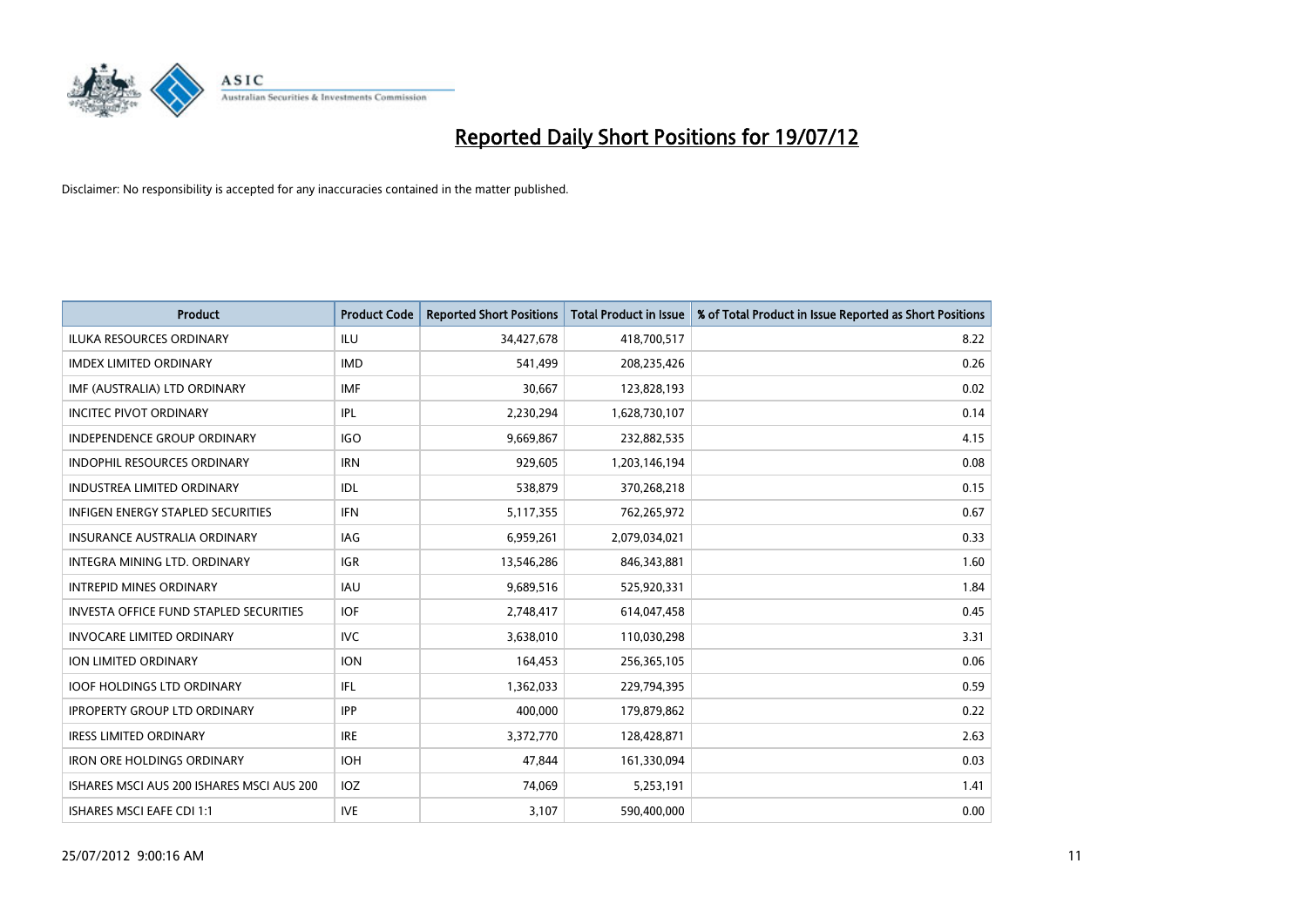# Reported Daily Short Positions for 19/07/12

Disclaimer: No responsibility is accepted for any inaccuracies contained in the matter published.

| Product | Product Code | Reported Short Positions | Total Product in Issue | % of Total Product in Issue Reported as Short Positions |
|---|---|---|---|---|
| ILUKA RESOURCES ORDINARY | ILU | 34,427,678 | 418,700,517 | 8.22 |
| IMDEX LIMITED ORDINARY | IMD | 541,499 | 208,235,426 | 0.26 |
| IMF (AUSTRALIA) LTD ORDINARY | IMF | 30,667 | 123,828,193 | 0.02 |
| INCITEC PIVOT ORDINARY | IPL | 2,230,294 | 1,628,730,107 | 0.14 |
| INDEPENDENCE GROUP ORDINARY | IGO | 9,669,867 | 232,882,535 | 4.15 |
| INDOPHIL RESOURCES ORDINARY | IRN | 929,605 | 1,203,146,194 | 0.08 |
| INDUSTREA LIMITED ORDINARY | IDL | 538,879 | 370,268,218 | 0.15 |
| INFIGEN ENERGY STAPLED SECURITIES | IFN | 5,117,355 | 762,265,972 | 0.67 |
| INSURANCE AUSTRALIA ORDINARY | IAG | 6,959,261 | 2,079,034,021 | 0.33 |
| INTEGRA MINING LTD. ORDINARY | IGR | 13,546,286 | 846,343,881 | 1.60 |
| INTREPID MINES ORDINARY | IAU | 9,689,516 | 525,920,331 | 1.84 |
| INVESTA OFFICE FUND STAPLED SECURITIES | IOF | 2,748,417 | 614,047,458 | 0.45 |
| INVOCARE LIMITED ORDINARY | IVC | 3,638,010 | 110,030,298 | 3.31 |
| ION LIMITED ORDINARY | ION | 164,453 | 256,365,105 | 0.06 |
| IOOF HOLDINGS LTD ORDINARY | IFL | 1,362,033 | 229,794,395 | 0.59 |
| IPROPERTY GROUP LTD ORDINARY | IPP | 400,000 | 179,879,862 | 0.22 |
| IRESS LIMITED ORDINARY | IRE | 3,372,770 | 128,428,871 | 2.63 |
| IRON ORE HOLDINGS ORDINARY | IOH | 47,844 | 161,330,094 | 0.03 |
| ISHARES MSCI AUS 200 ISHARES MSCI AUS 200 | IOZ | 74,069 | 5,253,191 | 1.41 |
| ISHARES MSCI EAFE CDI 1:1 | IVE | 3,107 | 590,400,000 | 0.00 |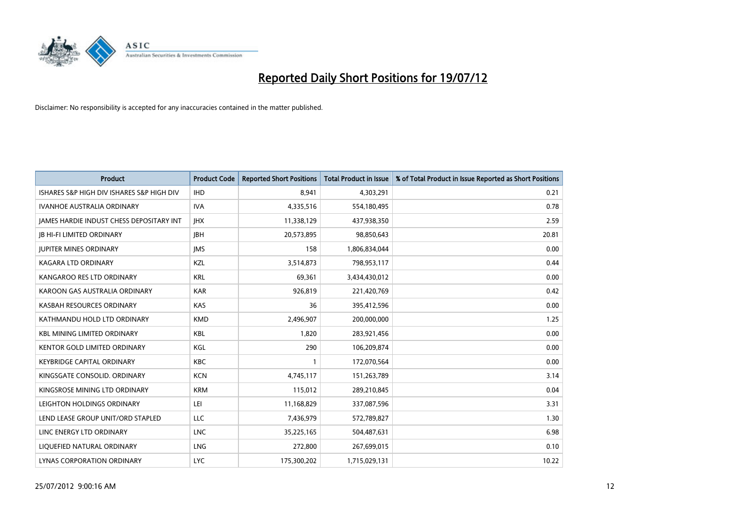# Reported Daily Short Positions for 19/07/12

Disclaimer: No responsibility is accepted for any inaccuracies contained in the matter published.

| Product | Product Code | Reported Short Positions | Total Product in Issue | % of Total Product in Issue Reported as Short Positions |
|---|---|---|---|---|
| ISHARES S&P HIGH DIV ISHARES S&P HIGH DIV | IHD | 8,941 | 4,303,291 | 0.21 |
| IVANHOE AUSTRALIA ORDINARY | IVA | 4,335,516 | 554,180,495 | 0.78 |
| JAMES HARDIE INDUST CHESS DEPOSITARY INT | JHX | 11,338,129 | 437,938,350 | 2.59 |
| JB HI-FI LIMITED ORDINARY | JBH | 20,573,895 | 98,850,643 | 20.81 |
| JUPITER MINES ORDINARY | JMS | 158 | 1,806,834,044 | 0.00 |
| KAGARA LTD ORDINARY | KZL | 3,514,873 | 798,953,117 | 0.44 |
| KANGAROO RES LTD ORDINARY | KRL | 69,361 | 3,434,430,012 | 0.00 |
| KAROON GAS AUSTRALIA ORDINARY | KAR | 926,819 | 221,420,769 | 0.42 |
| KASBAH RESOURCES ORDINARY | KAS | 36 | 395,412,596 | 0.00 |
| KATHMANDU HOLD LTD ORDINARY | KMD | 2,496,907 | 200,000,000 | 1.25 |
| KBL MINING LIMITED ORDINARY | KBL | 1,820 | 283,921,456 | 0.00 |
| KENTOR GOLD LIMITED ORDINARY | KGL | 290 | 106,209,874 | 0.00 |
| KEYBRIDGE CAPITAL ORDINARY | KBC | 1 | 172,070,564 | 0.00 |
| KINGSGATE CONSOLID. ORDINARY | KCN | 4,745,117 | 151,263,789 | 3.14 |
| KINGSROSE MINING LTD ORDINARY | KRM | 115,012 | 289,210,845 | 0.04 |
| LEIGHTON HOLDINGS ORDINARY | LEI | 11,168,829 | 337,087,596 | 3.31 |
| LEND LEASE GROUP UNIT/ORD STAPLED | LLC | 7,436,979 | 572,789,827 | 1.30 |
| LINC ENERGY LTD ORDINARY | LNC | 35,225,165 | 504,487,631 | 6.98 |
| LIQUEFIED NATURAL ORDINARY | LNG | 272,800 | 267,699,015 | 0.10 |
| LYNAS CORPORATION ORDINARY | LYC | 175,300,202 | 1,715,029,131 | 10.22 |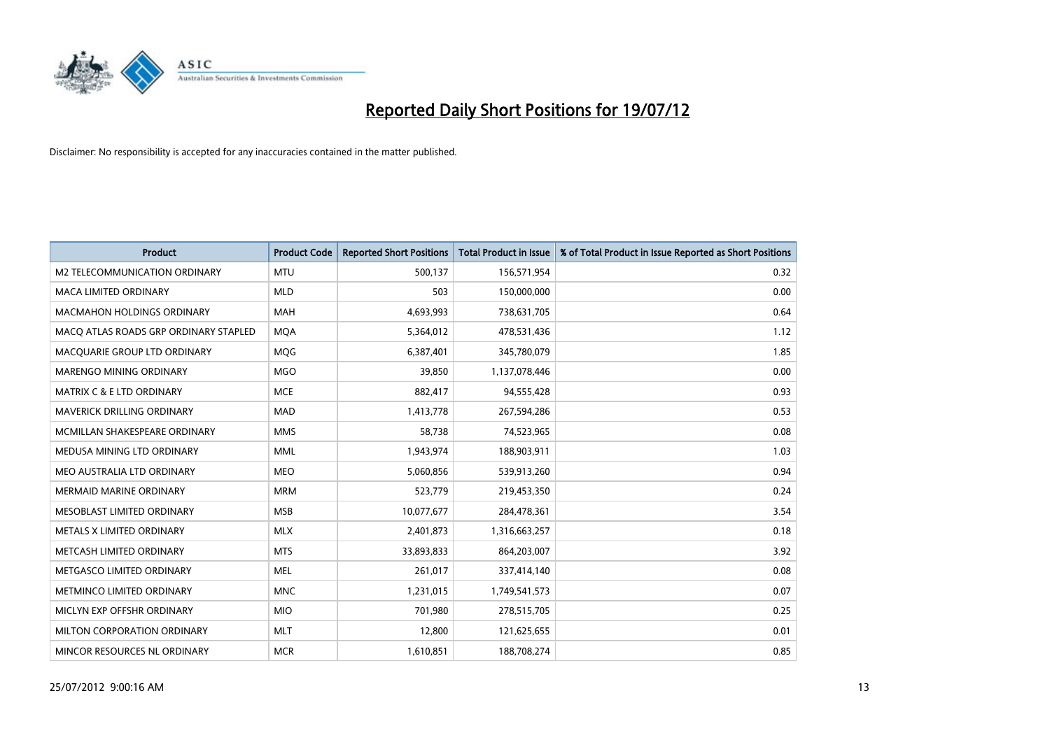# Reported Daily Short Positions for 19/07/12

Disclaimer: No responsibility is accepted for any inaccuracies contained in the matter published.

| Product | Product Code | Reported Short Positions | Total Product in Issue | % of Total Product in Issue Reported as Short Positions |
|---|---|---|---|---|
| M2 TELECOMMUNICATION ORDINARY | MTU | 500,137 | 156,571,954 | 0.32 |
| MACA LIMITED ORDINARY | MLD | 503 | 150,000,000 | 0.00 |
| MACMAHON HOLDINGS ORDINARY | MAH | 4,693,993 | 738,631,705 | 0.64 |
| MACQ ATLAS ROADS GRP ORDINARY STAPLED | MQA | 5,364,012 | 478,531,436 | 1.12 |
| MACQUARIE GROUP LTD ORDINARY | MQG | 6,387,401 | 345,780,079 | 1.85 |
| MARENGO MINING ORDINARY | MGO | 39,850 | 1,137,078,446 | 0.00 |
| MATRIX C & E LTD ORDINARY | MCE | 882,417 | 94,555,428 | 0.93 |
| MAVERICK DRILLING ORDINARY | MAD | 1,413,778 | 267,594,286 | 0.53 |
| MCMILLAN SHAKESPEARE ORDINARY | MMS | 58,738 | 74,523,965 | 0.08 |
| MEDUSA MINING LTD ORDINARY | MML | 1,943,974 | 188,903,911 | 1.03 |
| MEO AUSTRALIA LTD ORDINARY | MEO | 5,060,856 | 539,913,260 | 0.94 |
| MERMAID MARINE ORDINARY | MRM | 523,779 | 219,453,350 | 0.24 |
| MESOBLAST LIMITED ORDINARY | MSB | 10,077,677 | 284,478,361 | 3.54 |
| METALS X LIMITED ORDINARY | MLX | 2,401,873 | 1,316,663,257 | 0.18 |
| METCASH LIMITED ORDINARY | MTS | 33,893,833 | 864,203,007 | 3.92 |
| METGASCO LIMITED ORDINARY | MEL | 261,017 | 337,414,140 | 0.08 |
| METMINCO LIMITED ORDINARY | MNC | 1,231,015 | 1,749,541,573 | 0.07 |
| MICLYN EXP OFFSHR ORDINARY | MIO | 701,980 | 278,515,705 | 0.25 |
| MILTON CORPORATION ORDINARY | MLT | 12,800 | 121,625,655 | 0.01 |
| MINCOR RESOURCES NL ORDINARY | MCR | 1,610,851 | 188,708,274 | 0.85 |

25/07/2012 9:00:16 AM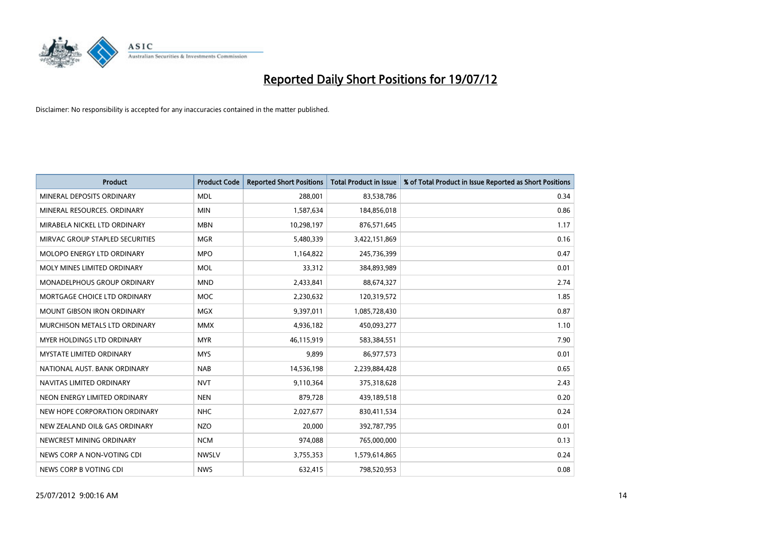# Reported Daily Short Positions for 19/07/12

Disclaimer: No responsibility is accepted for any inaccuracies contained in the matter published.

| Product | Product Code | Reported Short Positions | Total Product in Issue | % of Total Product in Issue Reported as Short Positions |
|---|---|---|---|---|
| MINERAL DEPOSITS ORDINARY | MDL | 288,001 | 83,538,786 | 0.34 |
| MINERAL RESOURCES. ORDINARY | MIN | 1,587,634 | 184,856,018 | 0.86 |
| MIRABELA NICKEL LTD ORDINARY | MBN | 10,298,197 | 876,571,645 | 1.17 |
| MIRVAC GROUP STAPLED SECURITIES | MGR | 5,480,339 | 3,422,151,869 | 0.16 |
| MOLOPO ENERGY LTD ORDINARY | MPO | 1,164,822 | 245,736,399 | 0.47 |
| MOLY MINES LIMITED ORDINARY | MOL | 33,312 | 384,893,989 | 0.01 |
| MONADELPHOUS GROUP ORDINARY | MND | 2,433,841 | 88,674,327 | 2.74 |
| MORTGAGE CHOICE LTD ORDINARY | MOC | 2,230,632 | 120,319,572 | 1.85 |
| MOUNT GIBSON IRON ORDINARY | MGX | 9,397,011 | 1,085,728,430 | 0.87 |
| MURCHISON METALS LTD ORDINARY | MMX | 4,936,182 | 450,093,277 | 1.10 |
| MYER HOLDINGS LTD ORDINARY | MYR | 46,115,919 | 583,384,551 | 7.90 |
| MYSTATE LIMITED ORDINARY | MYS | 9,899 | 86,977,573 | 0.01 |
| NATIONAL AUST. BANK ORDINARY | NAB | 14,536,198 | 2,239,884,428 | 0.65 |
| NAVITAS LIMITED ORDINARY | NVT | 9,110,364 | 375,318,628 | 2.43 |
| NEON ENERGY LIMITED ORDINARY | NEN | 879,728 | 439,189,518 | 0.20 |
| NEW HOPE CORPORATION ORDINARY | NHC | 2,027,677 | 830,411,534 | 0.24 |
| NEW ZEALAND OIL& GAS ORDINARY | NZO | 20,000 | 392,787,795 | 0.01 |
| NEWCREST MINING ORDINARY | NCM | 974,088 | 765,000,000 | 0.13 |
| NEWS CORP A NON-VOTING CDI | NWSLV | 3,755,353 | 1,579,614,865 | 0.24 |
| NEWS CORP B VOTING CDI | NWS | 632,415 | 798,520,953 | 0.08 |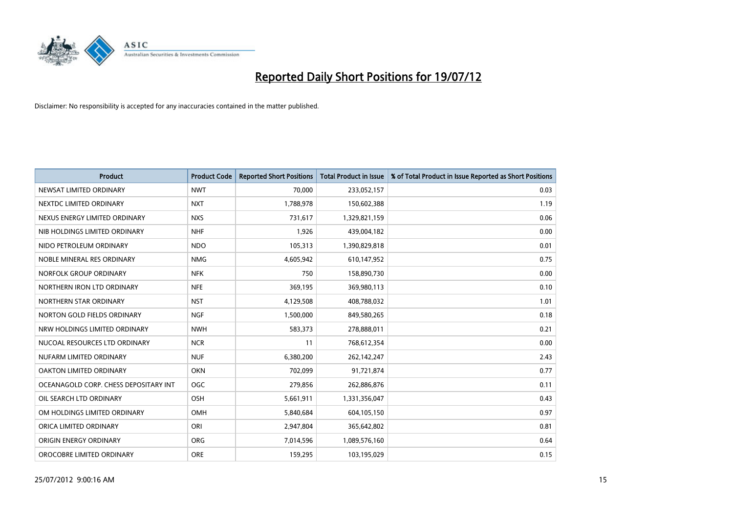# Reported Daily Short Positions for 19/07/12

Disclaimer: No responsibility is accepted for any inaccuracies contained in the matter published.

| Product | Product Code | Reported Short Positions | Total Product in Issue | % of Total Product in Issue Reported as Short Positions |
|---|---|---|---|---|
| NEWSAT LIMITED ORDINARY | NWT | 70,000 | 233,052,157 | 0.03 |
| NEXTDC LIMITED ORDINARY | NXT | 1,788,978 | 150,602,388 | 1.19 |
| NEXUS ENERGY LIMITED ORDINARY | NXS | 731,617 | 1,329,821,159 | 0.06 |
| NIB HOLDINGS LIMITED ORDINARY | NHF | 1,926 | 439,004,182 | 0.00 |
| NIDO PETROLEUM ORDINARY | NDO | 105,313 | 1,390,829,818 | 0.01 |
| NOBLE MINERAL RES ORDINARY | NMG | 4,605,942 | 610,147,952 | 0.75 |
| NORFOLK GROUP ORDINARY | NFK | 750 | 158,890,730 | 0.00 |
| NORTHERN IRON LTD ORDINARY | NFE | 369,195 | 369,980,113 | 0.10 |
| NORTHERN STAR ORDINARY | NST | 4,129,508 | 408,788,032 | 1.01 |
| NORTON GOLD FIELDS ORDINARY | NGF | 1,500,000 | 849,580,265 | 0.18 |
| NRW HOLDINGS LIMITED ORDINARY | NWH | 583,373 | 278,888,011 | 0.21 |
| NUCOAL RESOURCES LTD ORDINARY | NCR | 11 | 768,612,354 | 0.00 |
| NUFARM LIMITED ORDINARY | NUF | 6,380,200 | 262,142,247 | 2.43 |
| OAKTON LIMITED ORDINARY | OKN | 702,099 | 91,721,874 | 0.77 |
| OCEANAGOLD CORP. CHESS DEPOSITARY INT | OGC | 279,856 | 262,886,876 | 0.11 |
| OIL SEARCH LTD ORDINARY | OSH | 5,661,911 | 1,331,356,047 | 0.43 |
| OM HOLDINGS LIMITED ORDINARY | OMH | 5,840,684 | 604,105,150 | 0.97 |
| ORICA LIMITED ORDINARY | ORI | 2,947,804 | 365,642,802 | 0.81 |
| ORIGIN ENERGY ORDINARY | ORG | 7,014,596 | 1,089,576,160 | 0.64 |
| OROCOBRE LIMITED ORDINARY | ORE | 159,295 | 103,195,029 | 0.15 |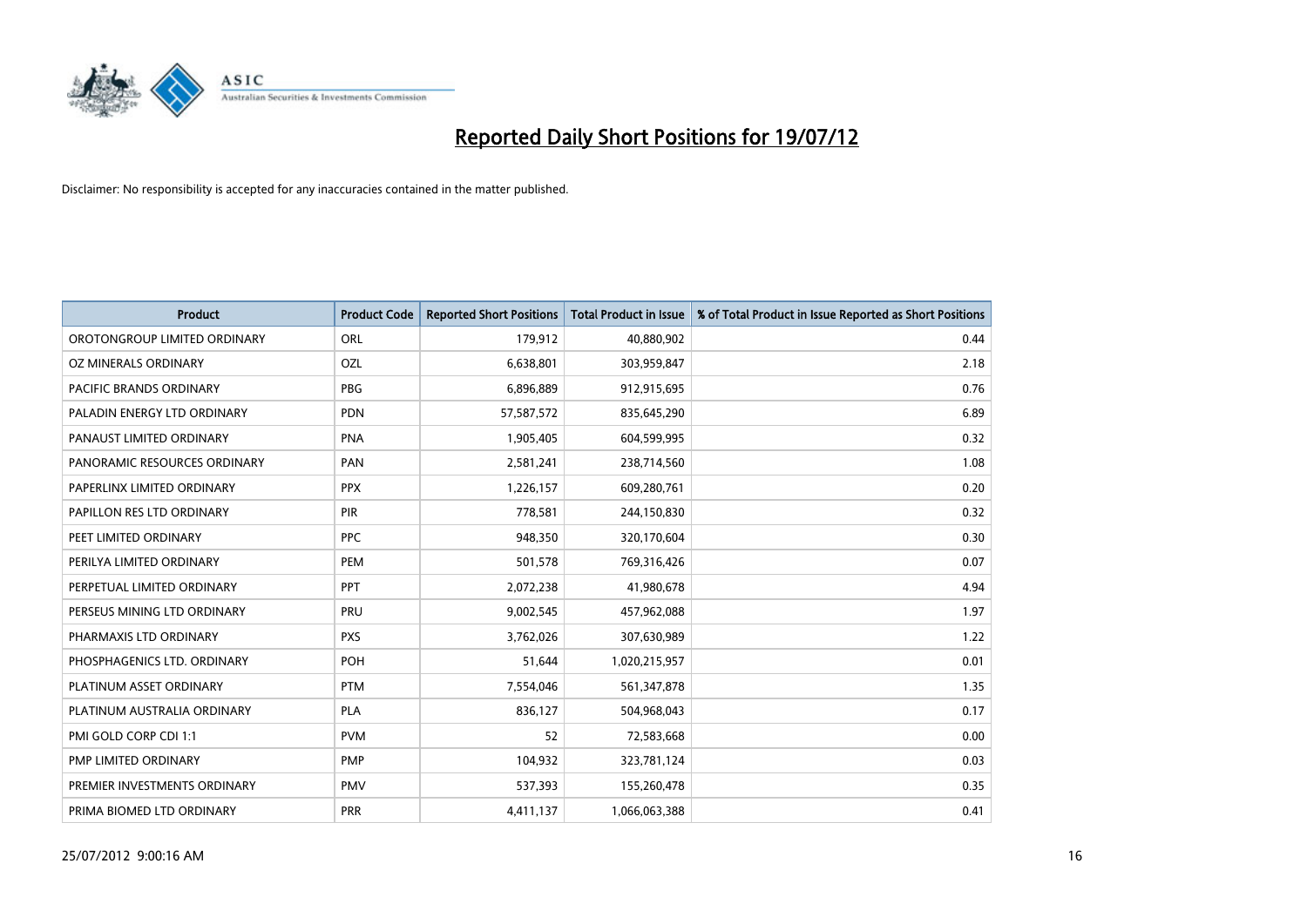# Reported Daily Short Positions for 19/07/12

Disclaimer: No responsibility is accepted for any inaccuracies contained in the matter published.

| Product | Product Code | Reported Short Positions | Total Product in Issue | % of Total Product in Issue Reported as Short Positions |
|---|---|---|---|---|
| OROTONGROUP LIMITED ORDINARY | ORL | 179,912 | 40,880,902 | 0.44 |
| OZ MINERALS ORDINARY | OZL | 6,638,801 | 303,959,847 | 2.18 |
| PACIFIC BRANDS ORDINARY | PBG | 6,896,889 | 912,915,695 | 0.76 |
| PALADIN ENERGY LTD ORDINARY | PDN | 57,587,572 | 835,645,290 | 6.89 |
| PANAUST LIMITED ORDINARY | PNA | 1,905,405 | 604,599,995 | 0.32 |
| PANORAMIC RESOURCES ORDINARY | PAN | 2,581,241 | 238,714,560 | 1.08 |
| PAPERLINX LIMITED ORDINARY | PPX | 1,226,157 | 609,280,761 | 0.20 |
| PAPILLON RES LTD ORDINARY | PIR | 778,581 | 244,150,830 | 0.32 |
| PEET LIMITED ORDINARY | PPC | 948,350 | 320,170,604 | 0.30 |
| PERILYA LIMITED ORDINARY | PEM | 501,578 | 769,316,426 | 0.07 |
| PERPETUAL LIMITED ORDINARY | PPT | 2,072,238 | 41,980,678 | 4.94 |
| PERSEUS MINING LTD ORDINARY | PRU | 9,002,545 | 457,962,088 | 1.97 |
| PHARMAXIS LTD ORDINARY | PXS | 3,762,026 | 307,630,989 | 1.22 |
| PHOSPHAGENICS LTD. ORDINARY | POH | 51,644 | 1,020,215,957 | 0.01 |
| PLATINUM ASSET ORDINARY | PTM | 7,554,046 | 561,347,878 | 1.35 |
| PLATINUM AUSTRALIA ORDINARY | PLA | 836,127 | 504,968,043 | 0.17 |
| PMI GOLD CORP CDI 1:1 | PVM | 52 | 72,583,668 | 0.00 |
| PMP LIMITED ORDINARY | PMP | 104,932 | 323,781,124 | 0.03 |
| PREMIER INVESTMENTS ORDINARY | PMV | 537,393 | 155,260,478 | 0.35 |
| PRIMA BIOMED LTD ORDINARY | PRR | 4,411,137 | 1,066,063,388 | 0.41 |

25/07/2012 9:00:16 AM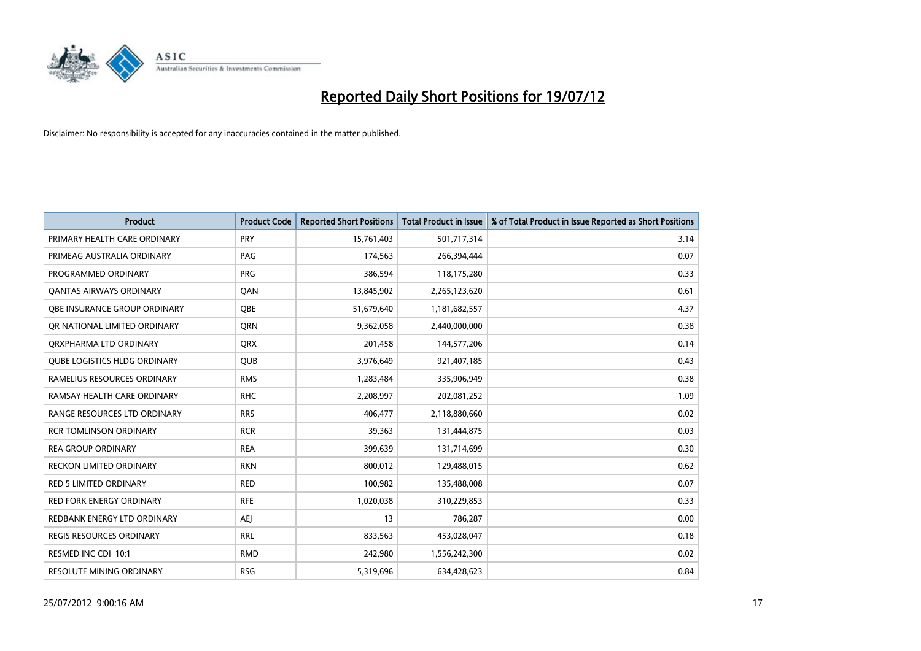# Reported Daily Short Positions for 19/07/12

Disclaimer: No responsibility is accepted for any inaccuracies contained in the matter published.

| Product | Product Code | Reported Short Positions | Total Product in Issue | % of Total Product in Issue Reported as Short Positions |
|---|---|---|---|---|
| PRIMARY HEALTH CARE ORDINARY | PRY | 15,761,403 | 501,717,314 | 3.14 |
| PRIMEAG AUSTRALIA ORDINARY | PAG | 174,563 | 266,394,444 | 0.07 |
| PROGRAMMED ORDINARY | PRG | 386,594 | 118,175,280 | 0.33 |
| QANTAS AIRWAYS ORDINARY | QAN | 13,845,902 | 2,265,123,620 | 0.61 |
| QBE INSURANCE GROUP ORDINARY | QBE | 51,679,640 | 1,181,682,557 | 4.37 |
| QR NATIONAL LIMITED ORDINARY | QRN | 9,362,058 | 2,440,000,000 | 0.38 |
| QRXPHARMA LTD ORDINARY | QRX | 201,458 | 144,577,206 | 0.14 |
| QUBE LOGISTICS HLDG ORDINARY | QUB | 3,976,649 | 921,407,185 | 0.43 |
| RAMELIUS RESOURCES ORDINARY | RMS | 1,283,484 | 335,906,949 | 0.38 |
| RAMSAY HEALTH CARE ORDINARY | RHC | 2,208,997 | 202,081,252 | 1.09 |
| RANGE RESOURCES LTD ORDINARY | RRS | 406,477 | 2,118,880,660 | 0.02 |
| RCR TOMLINSON ORDINARY | RCR | 39,363 | 131,444,875 | 0.03 |
| REA GROUP ORDINARY | REA | 399,639 | 131,714,699 | 0.30 |
| RECKON LIMITED ORDINARY | RKN | 800,012 | 129,488,015 | 0.62 |
| RED 5 LIMITED ORDINARY | RED | 100,982 | 135,488,008 | 0.07 |
| RED FORK ENERGY ORDINARY | RFE | 1,020,038 | 310,229,853 | 0.33 |
| REDBANK ENERGY LTD ORDINARY | AEJ | 13 | 786,287 | 0.00 |
| REGIS RESOURCES ORDINARY | RRL | 833,563 | 453,028,047 | 0.18 |
| RESMED INC CDI 10:1 | RMD | 242,980 | 1,556,242,300 | 0.02 |
| RESOLUTE MINING ORDINARY | RSG | 5,319,696 | 634,428,623 | 0.84 |

25/07/2012 9:00:16 AM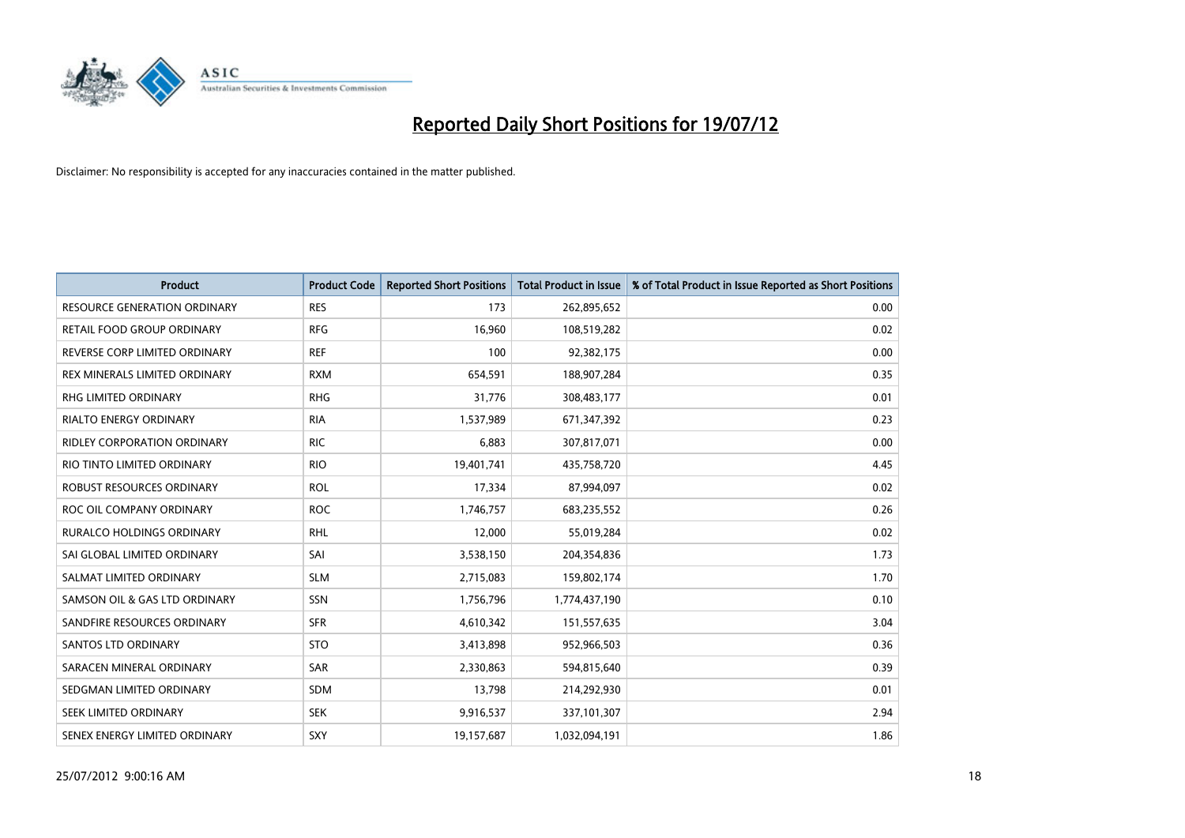# Reported Daily Short Positions for 19/07/12

Disclaimer: No responsibility is accepted for any inaccuracies contained in the matter published.

| Product | Product Code | Reported Short Positions | Total Product in Issue | % of Total Product in Issue Reported as Short Positions |
|---|---|---|---|---|
| RESOURCE GENERATION ORDINARY | RES | 173 | 262,895,652 | 0.00 |
| RETAIL FOOD GROUP ORDINARY | RFG | 16,960 | 108,519,282 | 0.02 |
| REVERSE CORP LIMITED ORDINARY | REF | 100 | 92,382,175 | 0.00 |
| REX MINERALS LIMITED ORDINARY | RXM | 654,591 | 188,907,284 | 0.35 |
| RHG LIMITED ORDINARY | RHG | 31,776 | 308,483,177 | 0.01 |
| RIALTO ENERGY ORDINARY | RIA | 1,537,989 | 671,347,392 | 0.23 |
| RIDLEY CORPORATION ORDINARY | RIC | 6,883 | 307,817,071 | 0.00 |
| RIO TINTO LIMITED ORDINARY | RIO | 19,401,741 | 435,758,720 | 4.45 |
| ROBUST RESOURCES ORDINARY | ROL | 17,334 | 87,994,097 | 0.02 |
| ROC OIL COMPANY ORDINARY | ROC | 1,746,757 | 683,235,552 | 0.26 |
| RURALCO HOLDINGS ORDINARY | RHL | 12,000 | 55,019,284 | 0.02 |
| SAI GLOBAL LIMITED ORDINARY | SAI | 3,538,150 | 204,354,836 | 1.73 |
| SALMAT LIMITED ORDINARY | SLM | 2,715,083 | 159,802,174 | 1.70 |
| SAMSON OIL & GAS LTD ORDINARY | SSN | 1,756,796 | 1,774,437,190 | 0.10 |
| SANDFIRE RESOURCES ORDINARY | SFR | 4,610,342 | 151,557,635 | 3.04 |
| SANTOS LTD ORDINARY | STO | 3,413,898 | 952,966,503 | 0.36 |
| SARACEN MINERAL ORDINARY | SAR | 2,330,863 | 594,815,640 | 0.39 |
| SEDGMAN LIMITED ORDINARY | SDM | 13,798 | 214,292,930 | 0.01 |
| SEEK LIMITED ORDINARY | SEK | 9,916,537 | 337,101,307 | 2.94 |
| SENEX ENERGY LIMITED ORDINARY | SXY | 19,157,687 | 1,032,094,191 | 1.86 |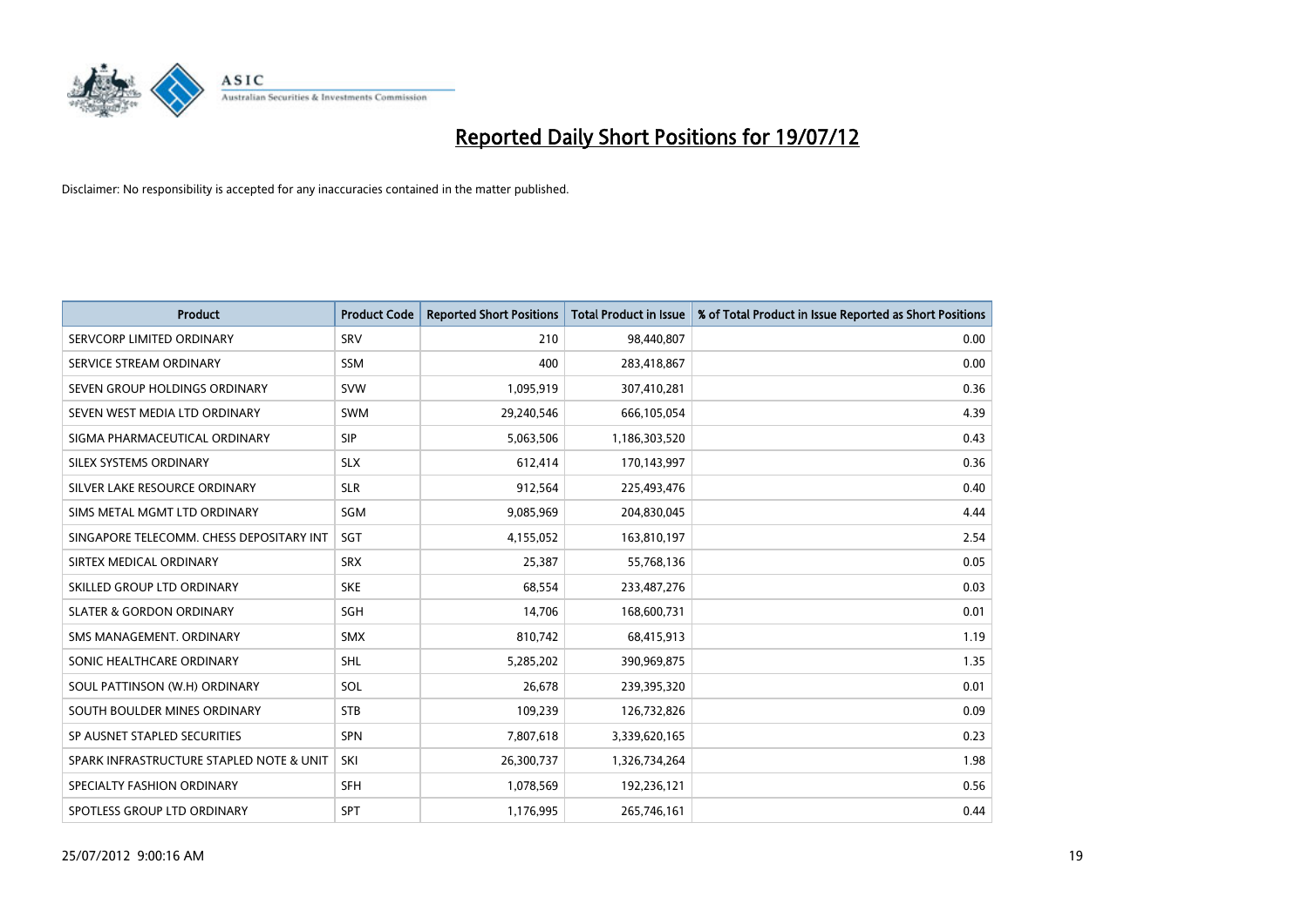# Reported Daily Short Positions for 19/07/12

Disclaimer: No responsibility is accepted for any inaccuracies contained in the matter published.

| Product | Product Code | Reported Short Positions | Total Product in Issue | % of Total Product in Issue Reported as Short Positions |
|---|---|---|---|---|
| SERVCORP LIMITED ORDINARY | SRV | 210 | 98,440,807 | 0.00 |
| SERVICE STREAM ORDINARY | SSM | 400 | 283,418,867 | 0.00 |
| SEVEN GROUP HOLDINGS ORDINARY | SVW | 1,095,919 | 307,410,281 | 0.36 |
| SEVEN WEST MEDIA LTD ORDINARY | SWM | 29,240,546 | 666,105,054 | 4.39 |
| SIGMA PHARMACEUTICAL ORDINARY | SIP | 5,063,506 | 1,186,303,520 | 0.43 |
| SILEX SYSTEMS ORDINARY | SLX | 612,414 | 170,143,997 | 0.36 |
| SILVER LAKE RESOURCE ORDINARY | SLR | 912,564 | 225,493,476 | 0.40 |
| SIMS METAL MGMT LTD ORDINARY | SGM | 9,085,969 | 204,830,045 | 4.44 |
| SINGAPORE TELECOMM. CHESS DEPOSITARY INT | SGT | 4,155,052 | 163,810,197 | 2.54 |
| SIRTEX MEDICAL ORDINARY | SRX | 25,387 | 55,768,136 | 0.05 |
| SKILLED GROUP LTD ORDINARY | SKE | 68,554 | 233,487,276 | 0.03 |
| SLATER & GORDON ORDINARY | SGH | 14,706 | 168,600,731 | 0.01 |
| SMS MANAGEMENT. ORDINARY | SMX | 810,742 | 68,415,913 | 1.19 |
| SONIC HEALTHCARE ORDINARY | SHL | 5,285,202 | 390,969,875 | 1.35 |
| SOUL PATTINSON (W.H) ORDINARY | SOL | 26,678 | 239,395,320 | 0.01 |
| SOUTH BOULDER MINES ORDINARY | STB | 109,239 | 126,732,826 | 0.09 |
| SP AUSNET STAPLED SECURITIES | SPN | 7,807,618 | 3,339,620,165 | 0.23 |
| SPARK INFRASTRUCTURE STAPLED NOTE & UNIT | SKI | 26,300,737 | 1,326,734,264 | 1.98 |
| SPECIALTY FASHION ORDINARY | SFH | 1,078,569 | 192,236,121 | 0.56 |
| SPOTLESS GROUP LTD ORDINARY | SPT | 1,176,995 | 265,746,161 | 0.44 |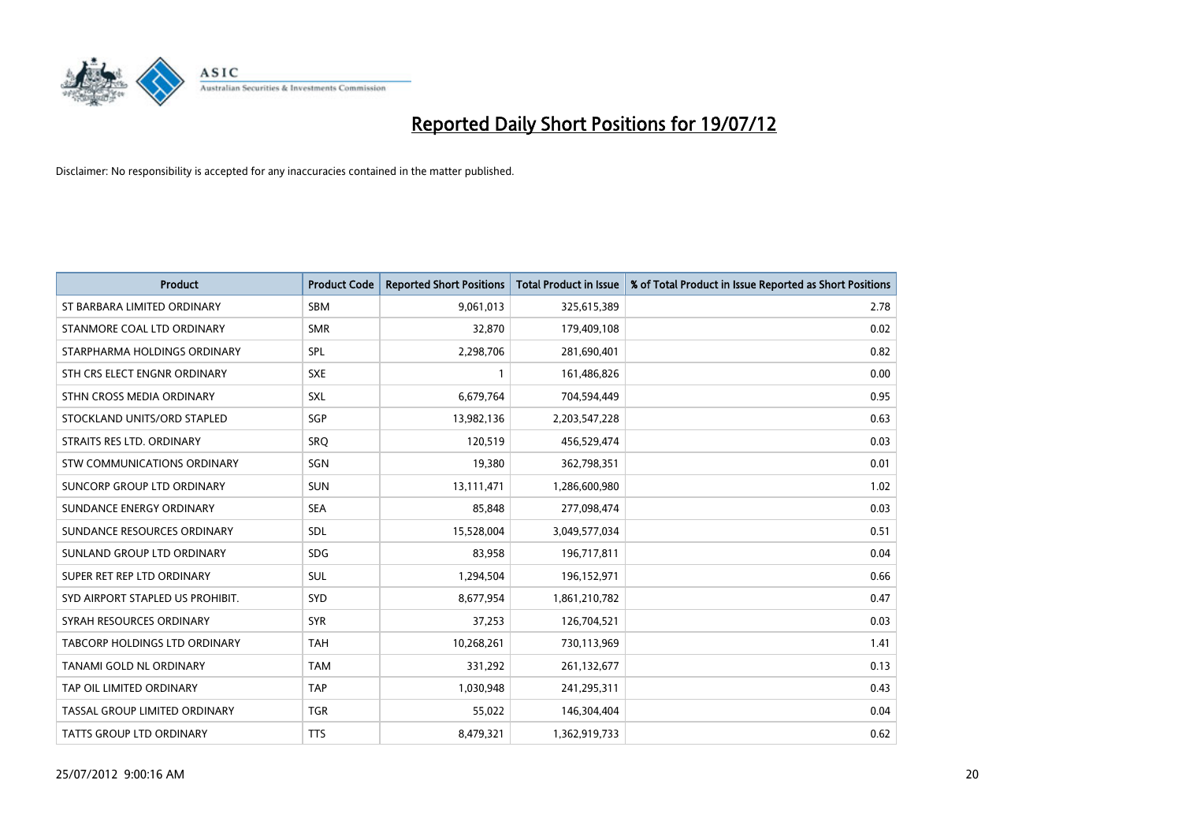# Reported Daily Short Positions for 19/07/12

Disclaimer: No responsibility is accepted for any inaccuracies contained in the matter published.

| Product | Product Code | Reported Short Positions | Total Product in Issue | % of Total Product in Issue Reported as Short Positions |
|---|---|---|---|---|
| ST BARBARA LIMITED ORDINARY | SBM | 9,061,013 | 325,615,389 | 2.78 |
| STANMORE COAL LTD ORDINARY | SMR | 32,870 | 179,409,108 | 0.02 |
| STARPHARMA HOLDINGS ORDINARY | SPL | 2,298,706 | 281,690,401 | 0.82 |
| STH CRS ELECT ENGNR ORDINARY | SXE | 1 | 161,486,826 | 0.00 |
| STHN CROSS MEDIA ORDINARY | SXL | 6,679,764 | 704,594,449 | 0.95 |
| STOCKLAND UNITS/ORD STAPLED | SGP | 13,982,136 | 2,203,547,228 | 0.63 |
| STRAITS RES LTD. ORDINARY | SRQ | 120,519 | 456,529,474 | 0.03 |
| STW COMMUNICATIONS ORDINARY | SGN | 19,380 | 362,798,351 | 0.01 |
| SUNCORP GROUP LTD ORDINARY | SUN | 13,111,471 | 1,286,600,980 | 1.02 |
| SUNDANCE ENERGY ORDINARY | SEA | 85,848 | 277,098,474 | 0.03 |
| SUNDANCE RESOURCES ORDINARY | SDL | 15,528,004 | 3,049,577,034 | 0.51 |
| SUNLAND GROUP LTD ORDINARY | SDG | 83,958 | 196,717,811 | 0.04 |
| SUPER RET REP LTD ORDINARY | SUL | 1,294,504 | 196,152,971 | 0.66 |
| SYD AIRPORT STAPLED US PROHIBIT. | SYD | 8,677,954 | 1,861,210,782 | 0.47 |
| SYRAH RESOURCES ORDINARY | SYR | 37,253 | 126,704,521 | 0.03 |
| TABCORP HOLDINGS LTD ORDINARY | TAH | 10,268,261 | 730,113,969 | 1.41 |
| TANAMI GOLD NL ORDINARY | TAM | 331,292 | 261,132,677 | 0.13 |
| TAP OIL LIMITED ORDINARY | TAP | 1,030,948 | 241,295,311 | 0.43 |
| TASSAL GROUP LIMITED ORDINARY | TGR | 55,022 | 146,304,404 | 0.04 |
| TATTS GROUP LTD ORDINARY | TTS | 8,479,321 | 1,362,919,733 | 0.62 |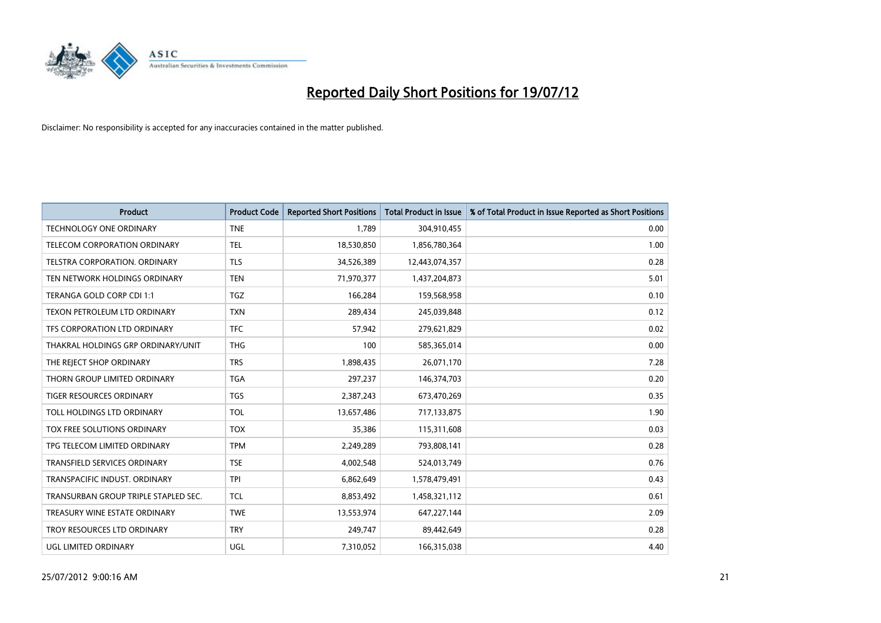# Reported Daily Short Positions for 19/07/12

Disclaimer: No responsibility is accepted for any inaccuracies contained in the matter published.

| Product | Product Code | Reported Short Positions | Total Product in Issue | % of Total Product in Issue Reported as Short Positions |
|---|---|---|---|---|
| TECHNOLOGY ONE ORDINARY | TNE | 1,789 | 304,910,455 | 0.00 |
| TELECOM CORPORATION ORDINARY | TEL | 18,530,850 | 1,856,780,364 | 1.00 |
| TELSTRA CORPORATION. ORDINARY | TLS | 34,526,389 | 12,443,074,357 | 0.28 |
| TEN NETWORK HOLDINGS ORDINARY | TEN | 71,970,377 | 1,437,204,873 | 5.01 |
| TERANGA GOLD CORP CDI 1:1 | TGZ | 166,284 | 159,568,958 | 0.10 |
| TEXON PETROLEUM LTD ORDINARY | TXN | 289,434 | 245,039,848 | 0.12 |
| TFS CORPORATION LTD ORDINARY | TFC | 57,942 | 279,621,829 | 0.02 |
| THAKRAL HOLDINGS GRP ORDINARY/UNIT | THG | 100 | 585,365,014 | 0.00 |
| THE REJECT SHOP ORDINARY | TRS | 1,898,435 | 26,071,170 | 7.28 |
| THORN GROUP LIMITED ORDINARY | TGA | 297,237 | 146,374,703 | 0.20 |
| TIGER RESOURCES ORDINARY | TGS | 2,387,243 | 673,470,269 | 0.35 |
| TOLL HOLDINGS LTD ORDINARY | TOL | 13,657,486 | 717,133,875 | 1.90 |
| TOX FREE SOLUTIONS ORDINARY | TOX | 35,386 | 115,311,608 | 0.03 |
| TPG TELECOM LIMITED ORDINARY | TPM | 2,249,289 | 793,808,141 | 0.28 |
| TRANSFIELD SERVICES ORDINARY | TSE | 4,002,548 | 524,013,749 | 0.76 |
| TRANSPACIFIC INDUST. ORDINARY | TPI | 6,862,649 | 1,578,479,491 | 0.43 |
| TRANSURBAN GROUP TRIPLE STAPLED SEC. | TCL | 8,853,492 | 1,458,321,112 | 0.61 |
| TREASURY WINE ESTATE ORDINARY | TWE | 13,553,974 | 647,227,144 | 2.09 |
| TROY RESOURCES LTD ORDINARY | TRY | 249,747 | 89,442,649 | 0.28 |
| UGL LIMITED ORDINARY | UGL | 7,310,052 | 166,315,038 | 4.40 |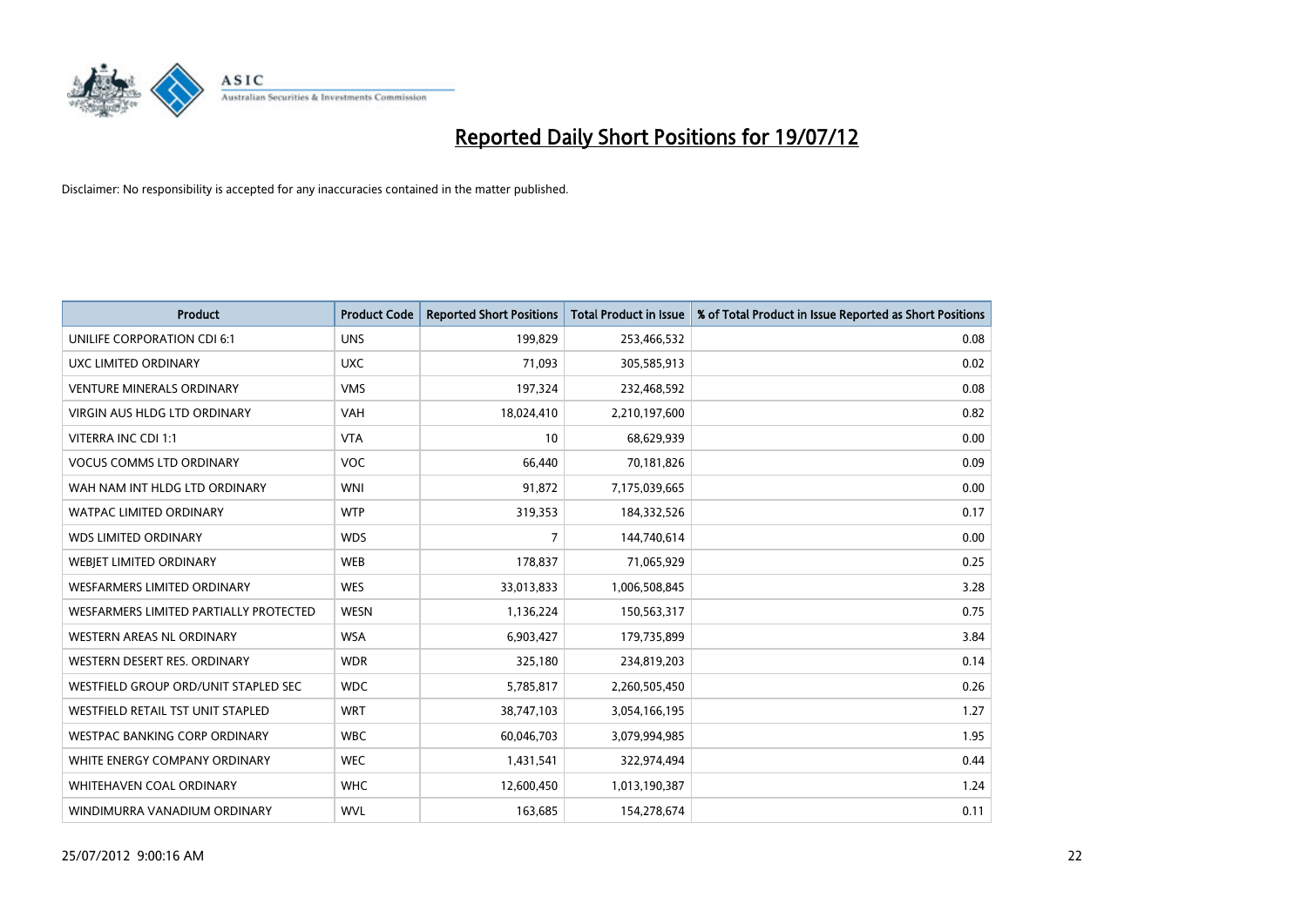# Reported Daily Short Positions for 19/07/12

Disclaimer: No responsibility is accepted for any inaccuracies contained in the matter published.

| Product | Product Code | Reported Short Positions | Total Product in Issue | % of Total Product in Issue Reported as Short Positions |
|---|---|---|---|---|
| UNILIFE CORPORATION CDI 6:1 | UNS | 199,829 | 253,466,532 | 0.08 |
| UXC LIMITED ORDINARY | UXC | 71,093 | 305,585,913 | 0.02 |
| VENTURE MINERALS ORDINARY | VMS | 197,324 | 232,468,592 | 0.08 |
| VIRGIN AUS HLDG LTD ORDINARY | VAH | 18,024,410 | 2,210,197,600 | 0.82 |
| VITERRA INC CDI 1:1 | VTA | 10 | 68,629,939 | 0.00 |
| VOCUS COMMS LTD ORDINARY | VOC | 66,440 | 70,181,826 | 0.09 |
| WAH NAM INT HLDG LTD ORDINARY | WNI | 91,872 | 7,175,039,665 | 0.00 |
| WATPAC LIMITED ORDINARY | WTP | 319,353 | 184,332,526 | 0.17 |
| WDS LIMITED ORDINARY | WDS | 7 | 144,740,614 | 0.00 |
| WEBJET LIMITED ORDINARY | WEB | 178,837 | 71,065,929 | 0.25 |
| WESFARMERS LIMITED ORDINARY | WES | 33,013,833 | 1,006,508,845 | 3.28 |
| WESFARMERS LIMITED PARTIALLY PROTECTED | WESN | 1,136,224 | 150,563,317 | 0.75 |
| WESTERN AREAS NL ORDINARY | WSA | 6,903,427 | 179,735,899 | 3.84 |
| WESTERN DESERT RES. ORDINARY | WDR | 325,180 | 234,819,203 | 0.14 |
| WESTFIELD GROUP ORD/UNIT STAPLED SEC | WDC | 5,785,817 | 2,260,505,450 | 0.26 |
| WESTFIELD RETAIL TST UNIT STAPLED | WRT | 38,747,103 | 3,054,166,195 | 1.27 |
| WESTPAC BANKING CORP ORDINARY | WBC | 60,046,703 | 3,079,994,985 | 1.95 |
| WHITE ENERGY COMPANY ORDINARY | WEC | 1,431,541 | 322,974,494 | 0.44 |
| WHITEHAVEN COAL ORDINARY | WHC | 12,600,450 | 1,013,190,387 | 1.24 |
| WINDIMURRA VANADIUM ORDINARY | WVL | 163,685 | 154,278,674 | 0.11 |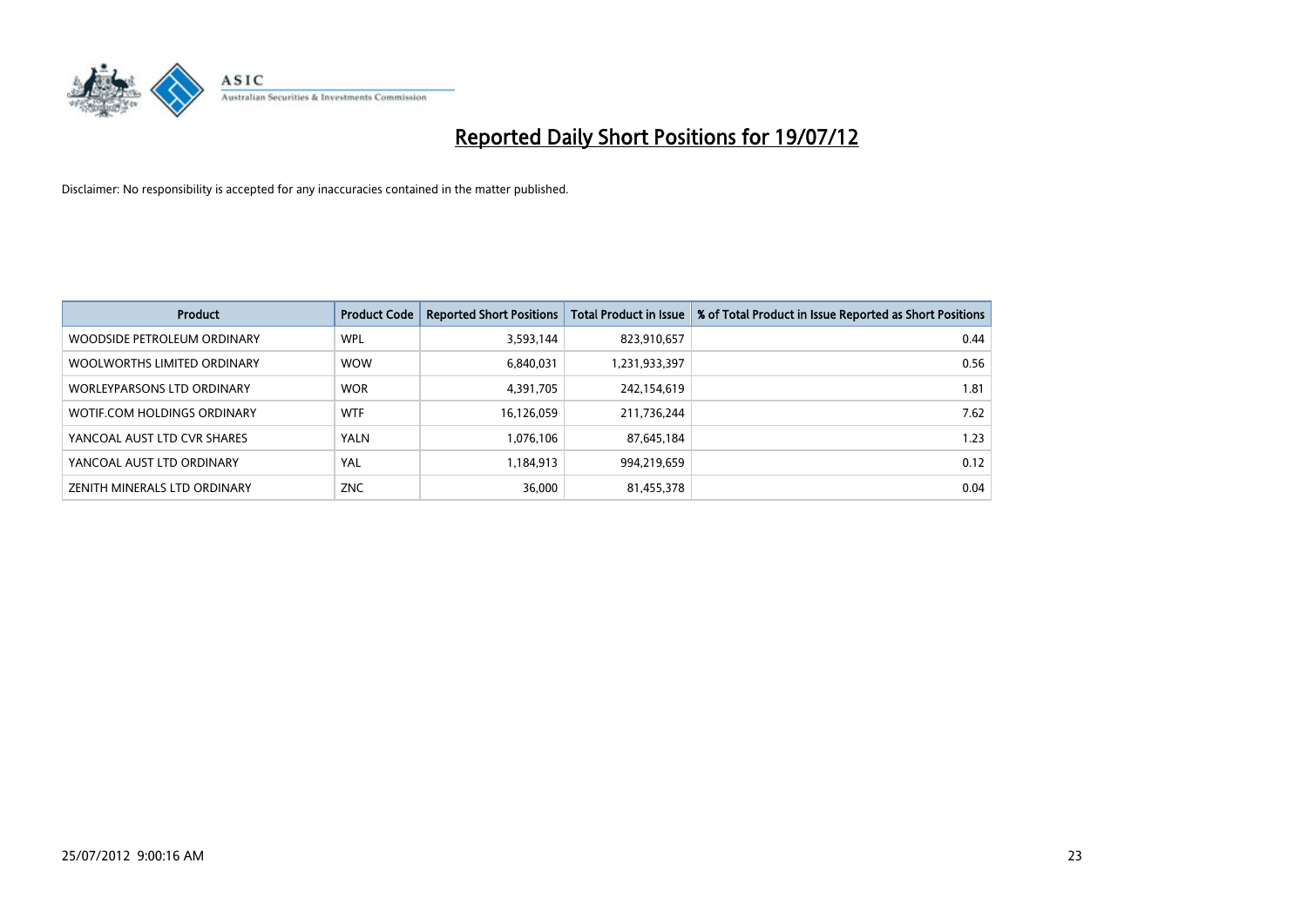# Reported Daily Short Positions for 19/07/12

Disclaimer: No responsibility is accepted for any inaccuracies contained in the matter published.

| Product | Product Code | Reported Short Positions | Total Product in Issue | % of Total Product in Issue Reported as Short Positions |
|---|---|---|---|---|
| WOODSIDE PETROLEUM ORDINARY | WPL | 3,593,144 | 823,910,657 | 0.44 |
| WOOLWORTHS LIMITED ORDINARY | WOW | 6,840,031 | 1,231,933,397 | 0.56 |
| WORLEYPARSONS LTD ORDINARY | WOR | 4,391,705 | 242,154,619 | 1.81 |
| WOTIF.COM HOLDINGS ORDINARY | WTF | 16,126,059 | 211,736,244 | 7.62 |
| YANCOAL AUST LTD CVR SHARES | YALN | 1,076,106 | 87,645,184 | 1.23 |
| YANCOAL AUST LTD ORDINARY | YAL | 1,184,913 | 994,219,659 | 0.12 |
| ZENITH MINERALS LTD ORDINARY | ZNC | 36,000 | 81,455,378 | 0.04 |

25/07/2012 9:00:16 AM